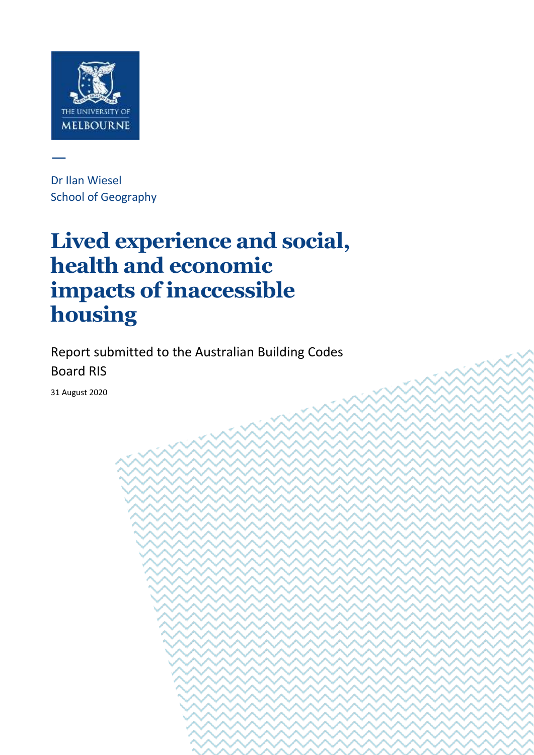Dr Ilan Wiesel
School of Geography

# Lived experience and social, health and economic impacts of inaccessible housing

Report submitted to the Australian Building Codes Board RIS

31 August 2020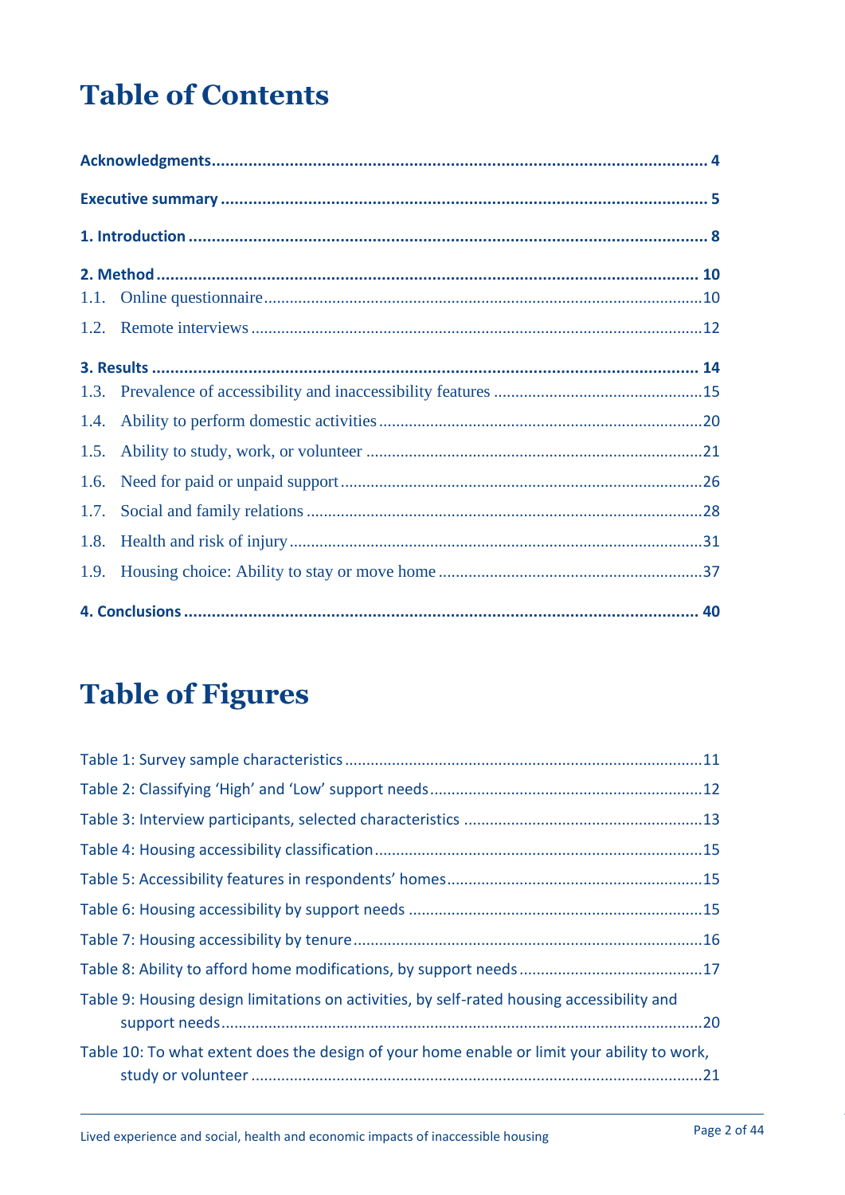# Table of Contents

**Acknowledgments** ........................................................................................................ 4

**Executive summary** ...................................................................................................... 5

**1. Introduction** ............................................................................................................. 8

**2. Method** .................................................................................................................... 10

1.1. Online questionnaire ............................................................................................ 10

1.2. Remote interviews ................................................................................................ 12

**3. Results** .................................................................................................................... 14

1.3. Prevalence of accessibility and inaccessibility features ......................................... 15

1.4. Ability to perform domestic activities .................................................................... 20

1.5. Ability to study, work, or volunteer ........................................................................ 21

1.6. Need for paid or unpaid support ............................................................................ 26

1.7. Social and family relations .................................................................................... 28

1.8. Health and risk of injury ........................................................................................ 31

1.9. Housing choice: Ability to stay or move home ....................................................... 37

**4. Conclusions** ............................................................................................................. 40

# Table of Figures

Table 1: Survey sample characteristics ........................................................................... 11

Table 2: Classifying 'High' and 'Low' support needs ......................................................... 12

Table 3: Interview participants, selected characteristics .................................................. 13

Table 4: Housing accessibility classification ..................................................................... 15

Table 5: Accessibility features in respondents' homes ...................................................... 15

Table 6: Housing accessibility by support needs .............................................................. 15

Table 7: Housing accessibility by tenure .......................................................................... 16

Table 8: Ability to afford home modifications, by support needs ....................................... 17

Table 9: Housing design limitations on activities, by self-rated housing accessibility and support needs ........................................................................................................................ 20

Table 10: To what extent does the design of your home enable or limit your ability to work, study or volunteer ............................................................................................................ 21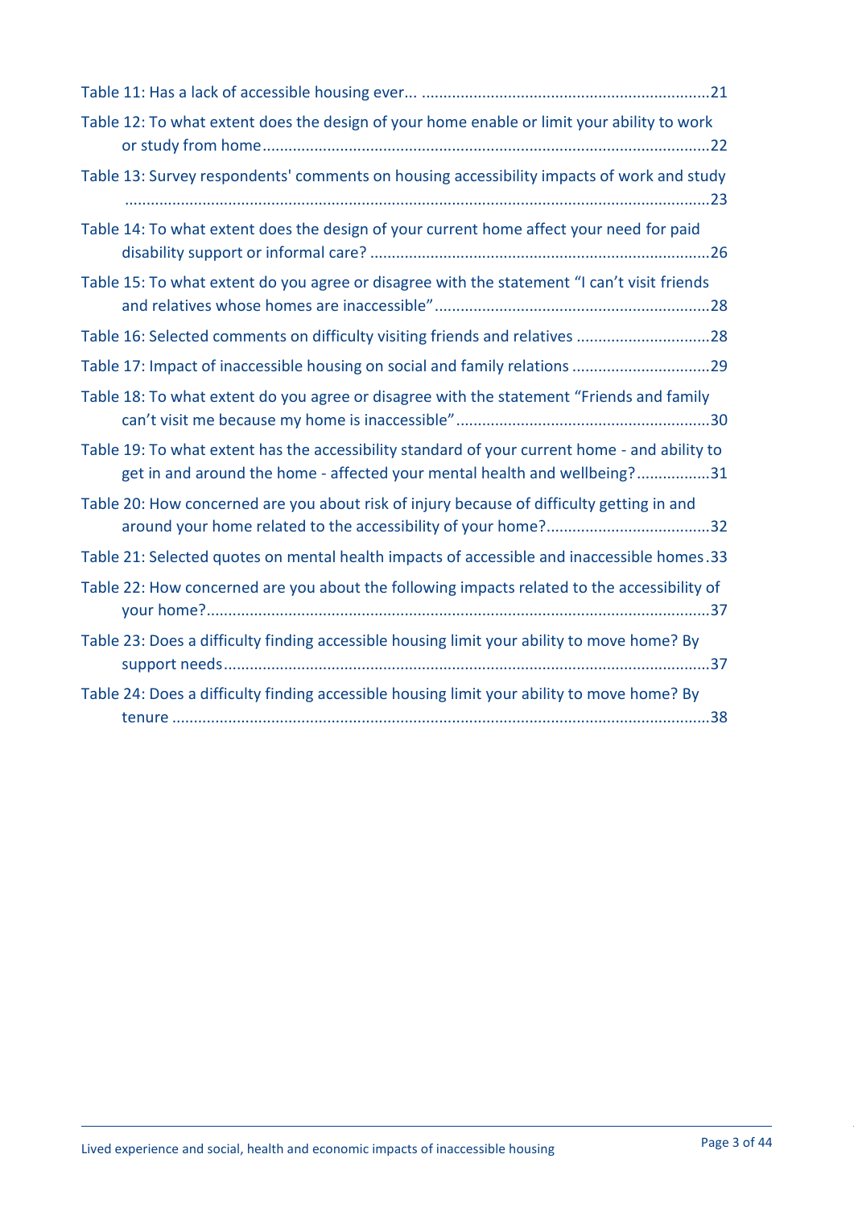Table 11: Has a lack of accessible housing ever... ....................................................................21

Table 12: To what extent does the design of your home enable or limit your ability to work or study from home.......................................................................................................22

Table 13: Survey respondents' comments on housing accessibility impacts of work and study .......................................................................................................................................23

Table 14: To what extent does the design of your current home affect your need for paid disability support or informal care? ...............................................................................26

Table 15: To what extent do you agree or disagree with the statement “I can’t visit friends and relatives whose homes are inaccessible”................................................................28

Table 16: Selected comments on difficulty visiting friends and relatives ...............................28

Table 17: Impact of inaccessible housing on social and family relations ................................29

Table 18: To what extent do you agree or disagree with the statement “Friends and family can’t visit me because my home is inaccessible”...........................................................30

Table 19: To what extent has the accessibility standard of your current home - and ability to get in and around the home - affected your mental health and wellbeing?.................31

Table 20: How concerned are you about risk of injury because of difficulty getting in and around your home related to the accessibility of your home?......................................32

Table 21: Selected quotes on mental health impacts of accessible and inaccessible homes.33

Table 22: How concerned are you about the following impacts related to the accessibility of your home?....................................................................................................................37

Table 23: Does a difficulty finding accessible housing limit your ability to move home? By support needs................................................................................................................37

Table 24: Does a difficulty finding accessible housing limit your ability to move home? By tenure ............................................................................................................................38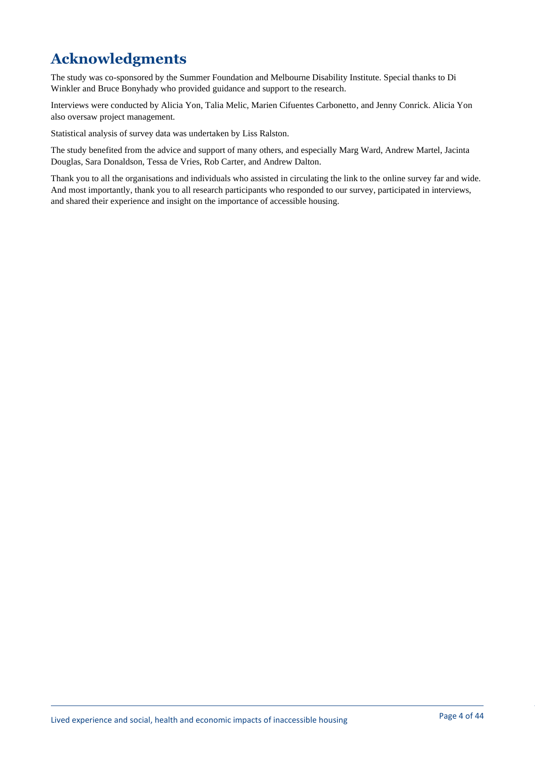# Acknowledgments

The study was co-sponsored by the Summer Foundation and Melbourne Disability Institute. Special thanks to Di Winkler and Bruce Bonyhady who provided guidance and support to the research.

Interviews were conducted by Alicia Yon, Talia Melic, Marien Cifuentes Carbonetto, and Jenny Conrick. Alicia Yon also oversaw project management.

Statistical analysis of survey data was undertaken by Liss Ralston.

The study benefited from the advice and support of many others, and especially Marg Ward, Andrew Martel, Jacinta Douglas, Sara Donaldson, Tessa de Vries, Rob Carter, and Andrew Dalton.

Thank you to all the organisations and individuals who assisted in circulating the link to the online survey far and wide. And most importantly, thank you to all research participants who responded to our survey, participated in interviews, and shared their experience and insight on the importance of accessible housing.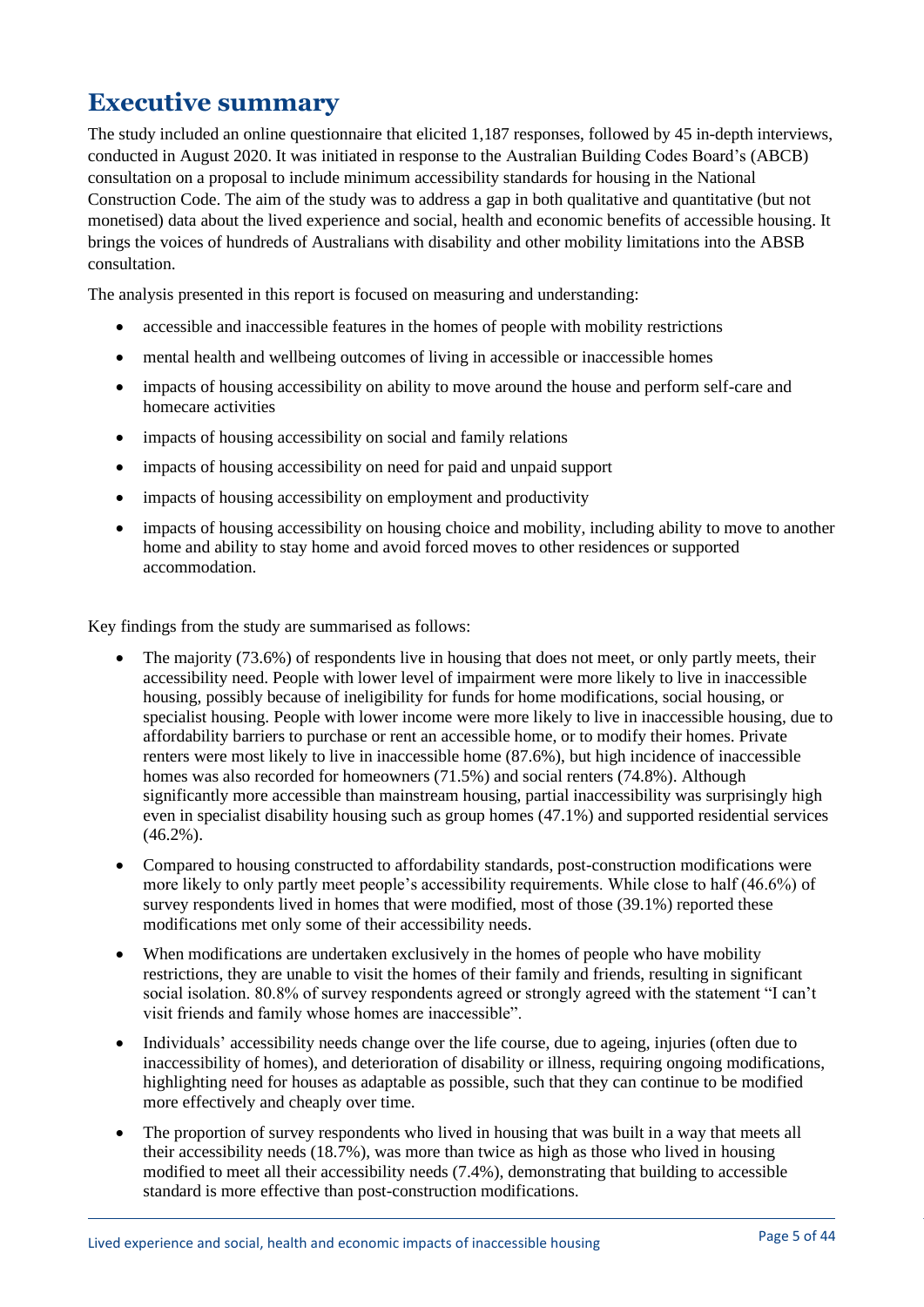# Executive summary

The study included an online questionnaire that elicited 1,187 responses, followed by 45 in-depth interviews, conducted in August 2020. It was initiated in response to the Australian Building Codes Board's (ABCB) consultation on a proposal to include minimum accessibility standards for housing in the National Construction Code. The aim of the study was to address a gap in both qualitative and quantitative (but not monetised) data about the lived experience and social, health and economic benefits of accessible housing. It brings the voices of hundreds of Australians with disability and other mobility limitations into the ABSB consultation.

The analysis presented in this report is focused on measuring and understanding:

- accessible and inaccessible features in the homes of people with mobility restrictions
- mental health and wellbeing outcomes of living in accessible or inaccessible homes
- impacts of housing accessibility on ability to move around the house and perform self-care and homecare activities
- impacts of housing accessibility on social and family relations
- impacts of housing accessibility on need for paid and unpaid support
- impacts of housing accessibility on employment and productivity
- impacts of housing accessibility on housing choice and mobility, including ability to move to another home and ability to stay home and avoid forced moves to other residences or supported accommodation.

Key findings from the study are summarised as follows:

- The majority (73.6%) of respondents live in housing that does not meet, or only partly meets, their accessibility need. People with lower level of impairment were more likely to live in inaccessible housing, possibly because of ineligibility for funds for home modifications, social housing, or specialist housing. People with lower income were more likely to live in inaccessible housing, due to affordability barriers to purchase or rent an accessible home, or to modify their homes. Private renters were most likely to live in inaccessible home (87.6%), but high incidence of inaccessible homes was also recorded for homeowners (71.5%) and social renters (74.8%). Although significantly more accessible than mainstream housing, partial inaccessibility was surprisingly high even in specialist disability housing such as group homes (47.1%) and supported residential services (46.2%).
- Compared to housing constructed to affordability standards, post-construction modifications were more likely to only partly meet people's accessibility requirements. While close to half (46.6%) of survey respondents lived in homes that were modified, most of those (39.1%) reported these modifications met only some of their accessibility needs.
- When modifications are undertaken exclusively in the homes of people who have mobility restrictions, they are unable to visit the homes of their family and friends, resulting in significant social isolation. 80.8% of survey respondents agreed or strongly agreed with the statement "I can't visit friends and family whose homes are inaccessible".
- Individuals' accessibility needs change over the life course, due to ageing, injuries (often due to inaccessibility of homes), and deterioration of disability or illness, requiring ongoing modifications, highlighting need for houses as adaptable as possible, such that they can continue to be modified more effectively and cheaply over time.
- The proportion of survey respondents who lived in housing that was built in a way that meets all their accessibility needs (18.7%), was more than twice as high as those who lived in housing modified to meet all their accessibility needs (7.4%), demonstrating that building to accessible standard is more effective than post-construction modifications.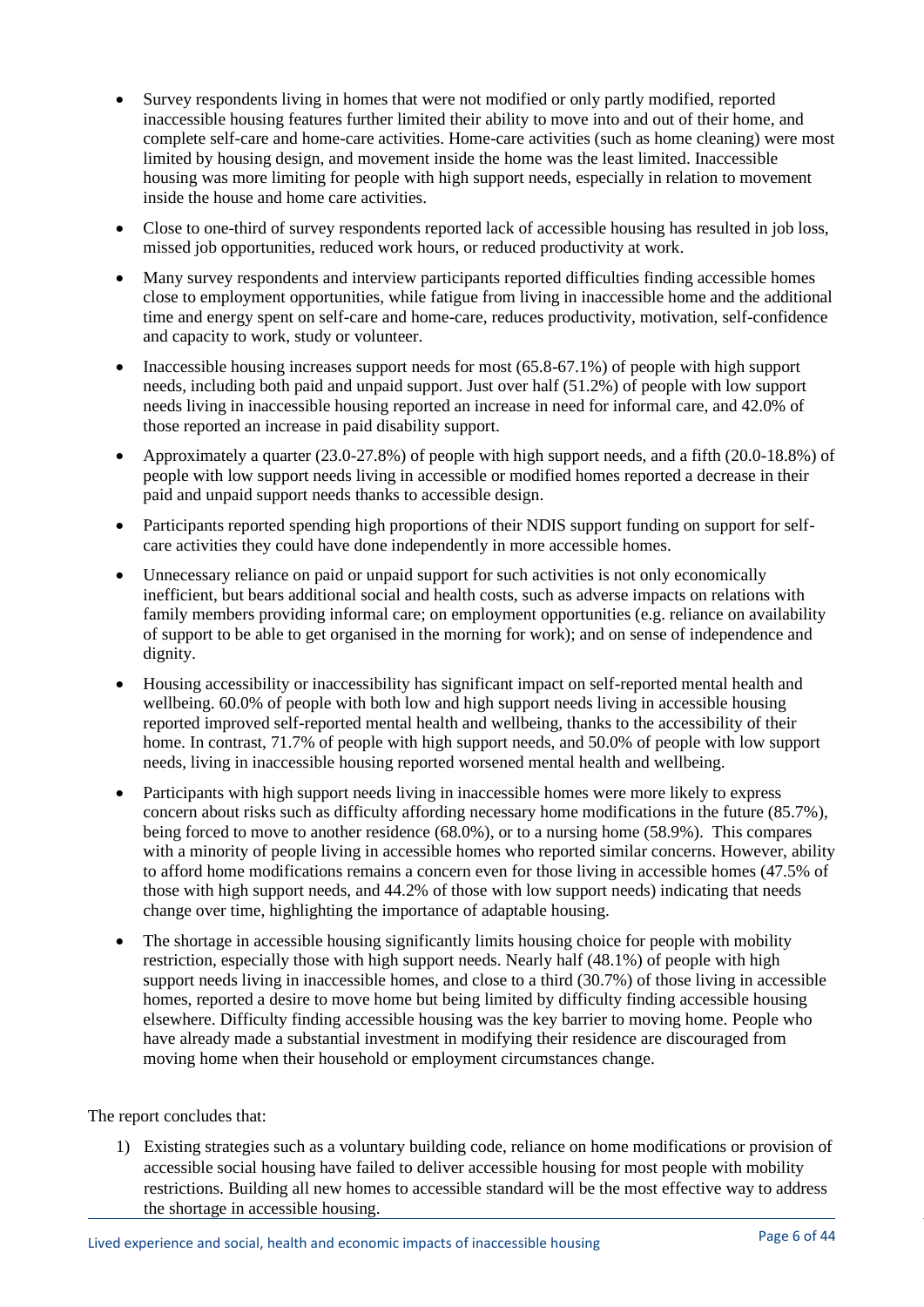- Survey respondents living in homes that were not modified or only partly modified, reported inaccessible housing features further limited their ability to move into and out of their home, and complete self-care and home-care activities. Home-care activities (such as home cleaning) were most limited by housing design, and movement inside the home was the least limited. Inaccessible housing was more limiting for people with high support needs, especially in relation to movement inside the house and home care activities.

- Close to one-third of survey respondents reported lack of accessible housing has resulted in job loss, missed job opportunities, reduced work hours, or reduced productivity at work.

- Many survey respondents and interview participants reported difficulties finding accessible homes close to employment opportunities, while fatigue from living in inaccessible home and the additional time and energy spent on self-care and home-care, reduces productivity, motivation, self-confidence and capacity to work, study or volunteer.

- Inaccessible housing increases support needs for most (65.8-67.1%) of people with high support needs, including both paid and unpaid support. Just over half (51.2%) of people with low support needs living in inaccessible housing reported an increase in need for informal care, and 42.0% of those reported an increase in paid disability support.

- Approximately a quarter (23.0-27.8%) of people with high support needs, and a fifth (20.0-18.8%) of people with low support needs living in accessible or modified homes reported a decrease in their paid and unpaid support needs thanks to accessible design.

- Participants reported spending high proportions of their NDIS support funding on support for self-care activities they could have done independently in more accessible homes.

- Unnecessary reliance on paid or unpaid support for such activities is not only economically inefficient, but bears additional social and health costs, such as adverse impacts on relations with family members providing informal care; on employment opportunities (e.g. reliance on availability of support to be able to get organised in the morning for work); and on sense of independence and dignity.

- Housing accessibility or inaccessibility has significant impact on self-reported mental health and wellbeing. 60.0% of people with both low and high support needs living in accessible housing reported improved self-reported mental health and wellbeing, thanks to the accessibility of their home. In contrast, 71.7% of people with high support needs, and 50.0% of people with low support needs, living in inaccessible housing reported worsened mental health and wellbeing.

- Participants with high support needs living in inaccessible homes were more likely to express concern about risks such as difficulty affording necessary home modifications in the future (85.7%), being forced to move to another residence (68.0%), or to a nursing home (58.9%). This compares with a minority of people living in accessible homes who reported similar concerns. However, ability to afford home modifications remains a concern even for those living in accessible homes (47.5% of those with high support needs, and 44.2% of those with low support needs) indicating that needs change over time, highlighting the importance of adaptable housing.

- The shortage in accessible housing significantly limits housing choice for people with mobility restriction, especially those with high support needs. Nearly half (48.1%) of people with high support needs living in inaccessible homes, and close to a third (30.7%) of those living in accessible homes, reported a desire to move home but being limited by difficulty finding accessible housing elsewhere. Difficulty finding accessible housing was the key barrier to moving home. People who have already made a substantial investment in modifying their residence are discouraged from moving home when their household or employment circumstances change.

The report concludes that:

1) Existing strategies such as a voluntary building code, reliance on home modifications or provision of accessible social housing have failed to deliver accessible housing for most people with mobility restrictions. Building all new homes to accessible standard will be the most effective way to address the shortage in accessible housing.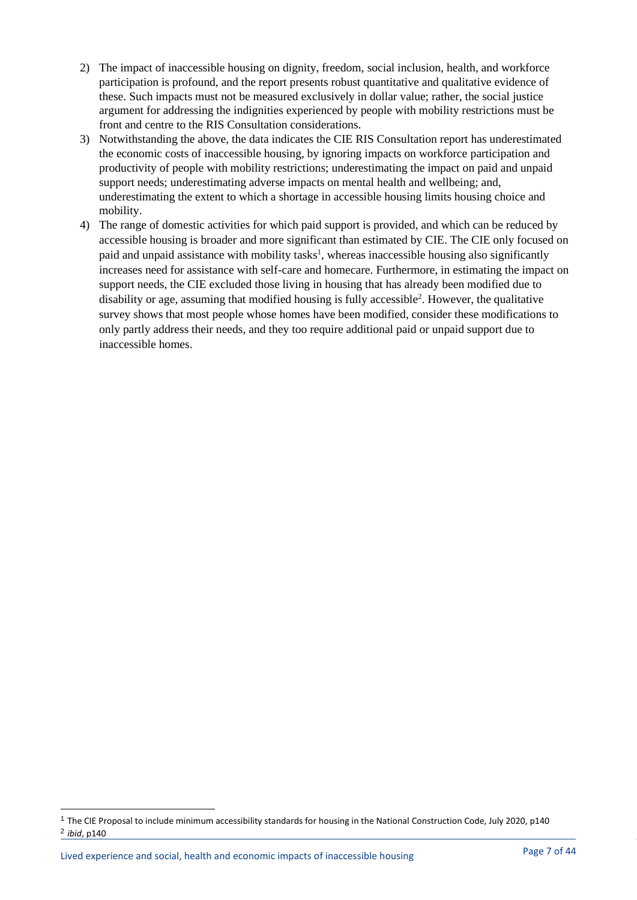2) The impact of inaccessible housing on dignity, freedom, social inclusion, health, and workforce participation is profound, and the report presents robust quantitative and qualitative evidence of these. Such impacts must not be measured exclusively in dollar value; rather, the social justice argument for addressing the indignities experienced by people with mobility restrictions must be front and centre to the RIS Consultation considerations.
3) Notwithstanding the above, the data indicates the CIE RIS Consultation report has underestimated the economic costs of inaccessible housing, by ignoring impacts on workforce participation and productivity of people with mobility restrictions; underestimating the impact on paid and unpaid support needs; underestimating adverse impacts on mental health and wellbeing; and, underestimating the extent to which a shortage in accessible housing limits housing choice and mobility.
4) The range of domestic activities for which paid support is provided, and which can be reduced by accessible housing is broader and more significant than estimated by CIE. The CIE only focused on paid and unpaid assistance with mobility tasks[1], whereas inaccessible housing also significantly increases need for assistance with self-care and homecare. Furthermore, in estimating the impact on support needs, the CIE excluded those living in housing that has already been modified due to disability or age, assuming that modified housing is fully accessible[2]. However, the qualitative survey shows that most people whose homes have been modified, consider these modifications to only partly address their needs, and they too require additional paid or unpaid support due to inaccessible homes.

---

[1] The CIE Proposal to include minimum accessibility standards for housing in the National Construction Code, July 2020, p140

[2] *ibid*, p140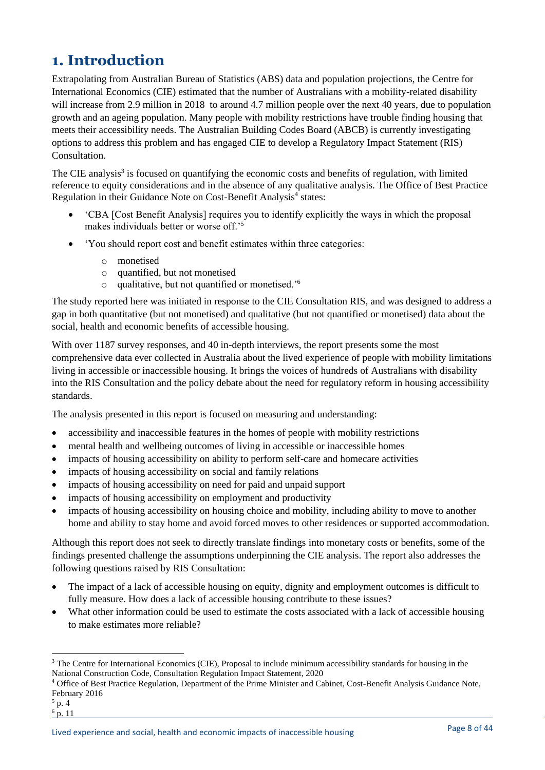# 1. Introduction

Extrapolating from Australian Bureau of Statistics (ABS) data and population projections, the Centre for International Economics (CIE) estimated that the number of Australians with a mobility-related disability will increase from 2.9 million in 2018 to around 4.7 million people over the next 40 years, due to population growth and an ageing population. Many people with mobility restrictions have trouble finding housing that meets their accessibility needs. The Australian Building Codes Board (ABCB) is currently investigating options to address this problem and has engaged CIE to develop a Regulatory Impact Statement (RIS) Consultation.

The CIE analysis[3] is focused on quantifying the economic costs and benefits of regulation, with limited reference to equity considerations and in the absence of any qualitative analysis. The Office of Best Practice Regulation in their Guidance Note on Cost-Benefit Analysis[4] states:

- 'CBA [Cost Benefit Analysis] requires you to identify explicitly the ways in which the proposal makes individuals better or worse off.'[5]
- 'You should report cost and benefit estimates within three categories:
  - monetised
  - quantified, but not monetised
  - qualitative, but not quantified or monetised.'[6]

The study reported here was initiated in response to the CIE Consultation RIS, and was designed to address a gap in both quantitative (but not monetised) and qualitative (but not quantified or monetised) data about the social, health and economic benefits of accessible housing.

With over 1187 survey responses, and 40 in-depth interviews, the report presents some the most comprehensive data ever collected in Australia about the lived experience of people with mobility limitations living in accessible or inaccessible housing. It brings the voices of hundreds of Australians with disability into the RIS Consultation and the policy debate about the need for regulatory reform in housing accessibility standards.

The analysis presented in this report is focused on measuring and understanding:

- accessibility and inaccessible features in the homes of people with mobility restrictions
- mental health and wellbeing outcomes of living in accessible or inaccessible homes
- impacts of housing accessibility on ability to perform self-care and homecare activities
- impacts of housing accessibility on social and family relations
- impacts of housing accessibility on need for paid and unpaid support
- impacts of housing accessibility on employment and productivity
- impacts of housing accessibility on housing choice and mobility, including ability to move to another home and ability to stay home and avoid forced moves to other residences or supported accommodation.

Although this report does not seek to directly translate findings into monetary costs or benefits, some of the findings presented challenge the assumptions underpinning the CIE analysis. The report also addresses the following questions raised by RIS Consultation:

- The impact of a lack of accessible housing on equity, dignity and employment outcomes is difficult to fully measure. How does a lack of accessible housing contribute to these issues?
- What other information could be used to estimate the costs associated with a lack of accessible housing to make estimates more reliable?

---

[3] The Centre for International Economics (CIE), Proposal to include minimum accessibility standards for housing in the National Construction Code, Consultation Regulation Impact Statement, 2020

[4] Office of Best Practice Regulation, Department of the Prime Minister and Cabinet, Cost-Benefit Analysis Guidance Note, February 2016

[5] p. 4

[6] p. 11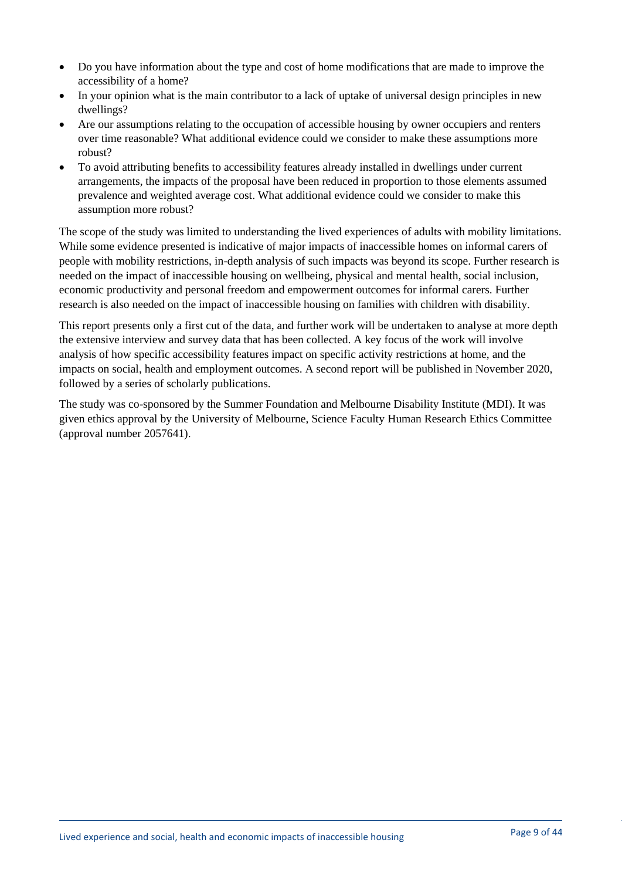- Do you have information about the type and cost of home modifications that are made to improve the accessibility of a home?
- In your opinion what is the main contributor to a lack of uptake of universal design principles in new dwellings?
- Are our assumptions relating to the occupation of accessible housing by owner occupiers and renters over time reasonable? What additional evidence could we consider to make these assumptions more robust?
- To avoid attributing benefits to accessibility features already installed in dwellings under current arrangements, the impacts of the proposal have been reduced in proportion to those elements assumed prevalence and weighted average cost. What additional evidence could we consider to make this assumption more robust?

The scope of the study was limited to understanding the lived experiences of adults with mobility limitations. While some evidence presented is indicative of major impacts of inaccessible homes on informal carers of people with mobility restrictions, in-depth analysis of such impacts was beyond its scope. Further research is needed on the impact of inaccessible housing on wellbeing, physical and mental health, social inclusion, economic productivity and personal freedom and empowerment outcomes for informal carers. Further research is also needed on the impact of inaccessible housing on families with children with disability.

This report presents only a first cut of the data, and further work will be undertaken to analyse at more depth the extensive interview and survey data that has been collected. A key focus of the work will involve analysis of how specific accessibility features impact on specific activity restrictions at home, and the impacts on social, health and employment outcomes. A second report will be published in November 2020, followed by a series of scholarly publications.

The study was co-sponsored by the Summer Foundation and Melbourne Disability Institute (MDI). It was given ethics approval by the University of Melbourne, Science Faculty Human Research Ethics Committee (approval number 2057641).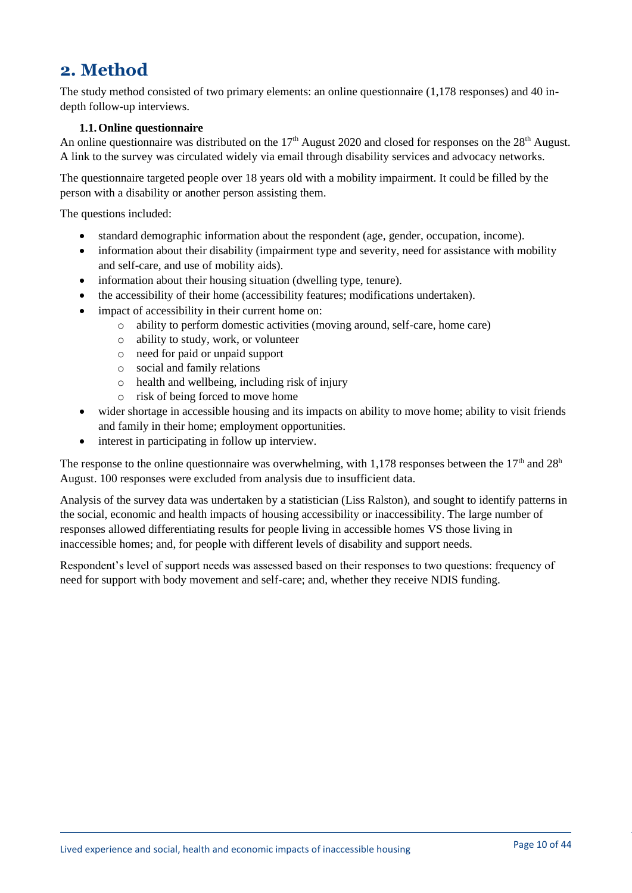# 2. Method

The study method consisted of two primary elements: an online questionnaire (1,178 responses) and 40 in-depth follow-up interviews.

### 1.1. Online questionnaire

An online questionnaire was distributed on the 17th August 2020 and closed for responses on the 28th August. A link to the survey was circulated widely via email through disability services and advocacy networks.

The questionnaire targeted people over 18 years old with a mobility impairment. It could be filled by the person with a disability or another person assisting them.

The questions included:

- standard demographic information about the respondent (age, gender, occupation, income).
- information about their disability (impairment type and severity, need for assistance with mobility and self-care, and use of mobility aids).
- information about their housing situation (dwelling type, tenure).
- the accessibility of their home (accessibility features; modifications undertaken).
- impact of accessibility in their current home on:
  - ability to perform domestic activities (moving around, self-care, home care)
  - ability to study, work, or volunteer
  - need for paid or unpaid support
  - social and family relations
  - health and wellbeing, including risk of injury
  - risk of being forced to move home
- wider shortage in accessible housing and its impacts on ability to move home; ability to visit friends and family in their home; employment opportunities.
- interest in participating in follow up interview.

The response to the online questionnaire was overwhelming, with 1,178 responses between the 17th and 28h August. 100 responses were excluded from analysis due to insufficient data.

Analysis of the survey data was undertaken by a statistician (Liss Ralston), and sought to identify patterns in the social, economic and health impacts of housing accessibility or inaccessibility. The large number of responses allowed differentiating results for people living in accessible homes VS those living in inaccessible homes; and, for people with different levels of disability and support needs.

Respondent's level of support needs was assessed based on their responses to two questions: frequency of need for support with body movement and self-care; and, whether they receive NDIS funding.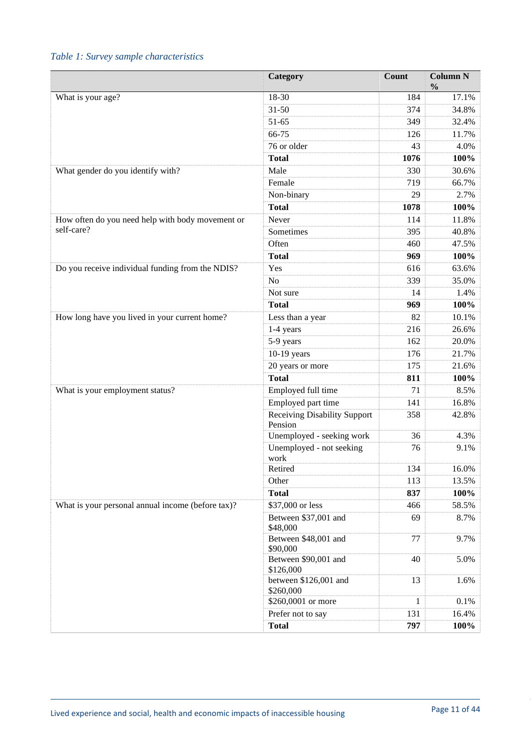*Table 1: Survey sample characteristics*

| | Category | Count | Column N % |
|---|---|---|---|
| What is your age? | 18-30 | 184 | 17.1% |
| | 31-50 | 374 | 34.8% |
| | 51-65 | 349 | 32.4% |
| | 66-75 | 126 | 11.7% |
| | 76 or older | 43 | 4.0% |
| | **Total** | **1076** | **100%** |
| What gender do you identify with? | Male | 330 | 30.6% |
| | Female | 719 | 66.7% |
| | Non-binary | 29 | 2.7% |
| | **Total** | **1078** | **100%** |
| How often do you need help with body movement or self-care? | Never | 114 | 11.8% |
| | Sometimes | 395 | 40.8% |
| | Often | 460 | 47.5% |
| | **Total** | **969** | **100%** |
| Do you receive individual funding from the NDIS? | Yes | 616 | 63.6% |
| | No | 339 | 35.0% |
| | Not sure | 14 | 1.4% |
| | **Total** | **969** | **100%** |
| How long have you lived in your current home? | Less than a year | 82 | 10.1% |
| | 1-4 years | 216 | 26.6% |
| | 5-9 years | 162 | 20.0% |
| | 10-19 years | 176 | 21.7% |
| | 20 years or more | 175 | 21.6% |
| | **Total** | **811** | **100%** |
| What is your employment status? | Employed full time | 71 | 8.5% |
| | Employed part time | 141 | 16.8% |
| | Receiving Disability Support Pension | 358 | 42.8% |
| | Unemployed - seeking work | 36 | 4.3% |
| | Unemployed - not seeking work | 76 | 9.1% |
| | Retired | 134 | 16.0% |
| | Other | 113 | 13.5% |
| | **Total** | **837** | **100%** |
| What is your personal annual income (before tax)? | $37,000 or less | 466 | 58.5% |
| | Between $37,001 and $48,000 | 69 | 8.7% |
| | Between $48,001 and $90,000 | 77 | 9.7% |
| | Between $90,001 and $126,000 | 40 | 5.0% |
| | between $126,001 and $260,000 | 13 | 1.6% |
| | $260,0001 or more | 1 | 0.1% |
| | Prefer not to say | 131 | 16.4% |
| | **Total** | **797** | **100%** |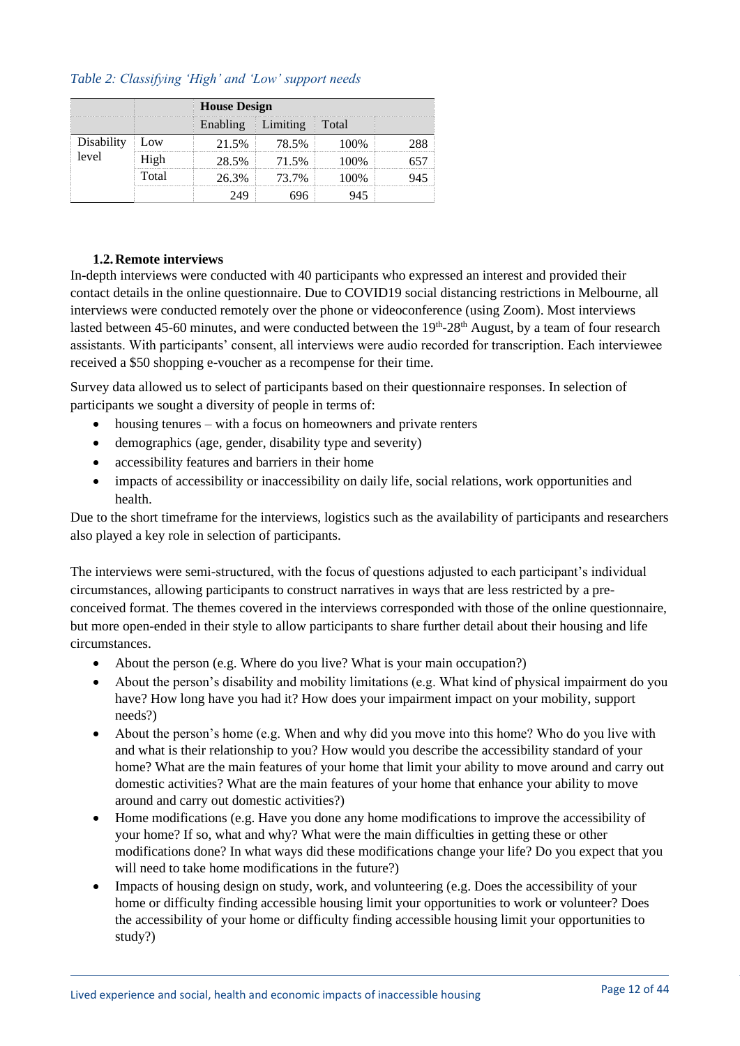*Table 2: Classifying 'High' and 'Low' support needs*

| | | House Design | | | |
|---|---|---|---|---|---|
| | | Enabling | Limiting | Total | |
| Disability level | Low | 21.5% | 78.5% | 100% | 288 |
| | High | 28.5% | 71.5% | 100% | 657 |
| | Total | 26.3% | 73.7% | 100% | 945 |
| | | 249 | 696 | 945 | |

### 1.2. Remote interviews

In-depth interviews were conducted with 40 participants who expressed an interest and provided their contact details in the online questionnaire. Due to COVID19 social distancing restrictions in Melbourne, all interviews were conducted remotely over the phone or videoconference (using Zoom). Most interviews lasted between 45-60 minutes, and were conducted between the 19th-28th August, by a team of four research assistants. With participants' consent, all interviews were audio recorded for transcription. Each interviewee received a $50 shopping e-voucher as a recompense for their time.

Survey data allowed us to select of participants based on their questionnaire responses. In selection of participants we sought a diversity of people in terms of:

- housing tenures – with a focus on homeowners and private renters
- demographics (age, gender, disability type and severity)
- accessibility features and barriers in their home
- impacts of accessibility or inaccessibility on daily life, social relations, work opportunities and health.

Due to the short timeframe for the interviews, logistics such as the availability of participants and researchers also played a key role in selection of participants.

The interviews were semi-structured, with the focus of questions adjusted to each participant's individual circumstances, allowing participants to construct narratives in ways that are less restricted by a pre-conceived format. The themes covered in the interviews corresponded with those of the online questionnaire, but more open-ended in their style to allow participants to share further detail about their housing and life circumstances.

- About the person (e.g. Where do you live? What is your main occupation?)
- About the person's disability and mobility limitations (e.g. What kind of physical impairment do you have? How long have you had it? How does your impairment impact on your mobility, support needs?)
- About the person's home (e.g. When and why did you move into this home? Who do you live with and what is their relationship to you? How would you describe the accessibility standard of your home? What are the main features of your home that limit your ability to move around and carry out domestic activities? What are the main features of your home that enhance your ability to move around and carry out domestic activities?)
- Home modifications (e.g. Have you done any home modifications to improve the accessibility of your home? If so, what and why? What were the main difficulties in getting these or other modifications done? In what ways did these modifications change your life? Do you expect that you will need to take home modifications in the future?)
- Impacts of housing design on study, work, and volunteering (e.g. Does the accessibility of your home or difficulty finding accessible housing limit your opportunities to work or volunteer? Does the accessibility of your home or difficulty finding accessible housing limit your opportunities to study?)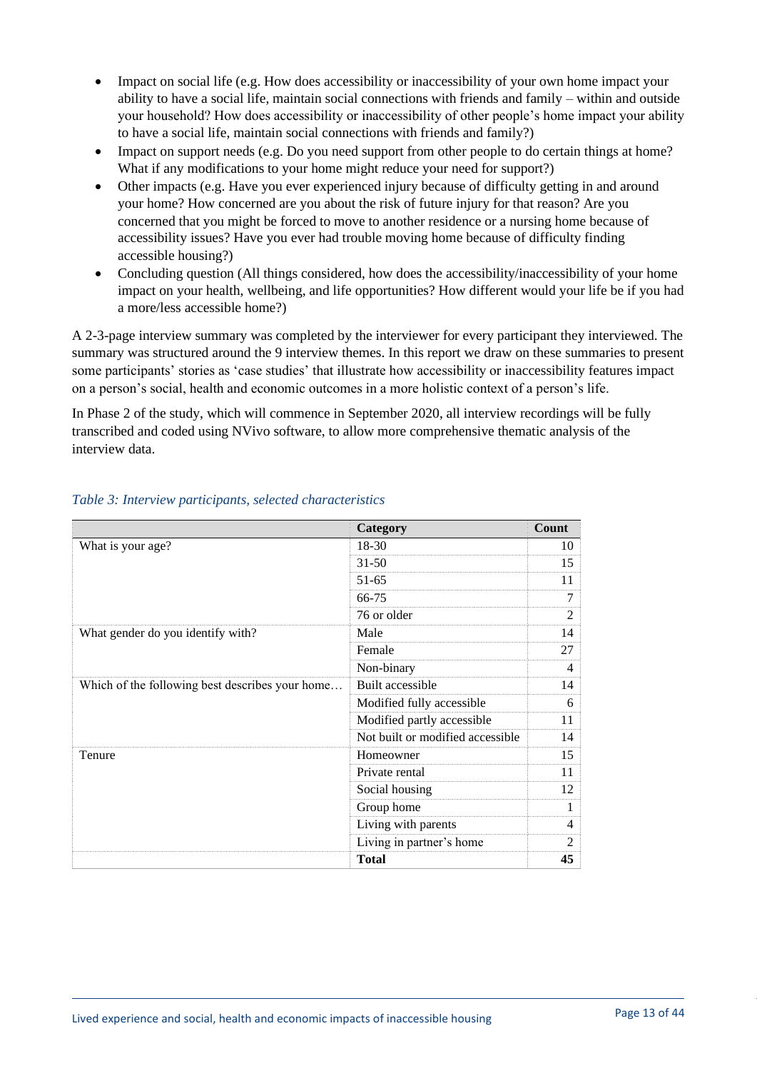- Impact on social life (e.g. How does accessibility or inaccessibility of your own home impact your ability to have a social life, maintain social connections with friends and family – within and outside your household? How does accessibility or inaccessibility of other people's home impact your ability to have a social life, maintain social connections with friends and family?)
- Impact on support needs (e.g. Do you need support from other people to do certain things at home? What if any modifications to your home might reduce your need for support?)
- Other impacts (e.g. Have you ever experienced injury because of difficulty getting in and around your home? How concerned are you about the risk of future injury for that reason? Are you concerned that you might be forced to move to another residence or a nursing home because of accessibility issues? Have you ever had trouble moving home because of difficulty finding accessible housing?)
- Concluding question (All things considered, how does the accessibility/inaccessibility of your home impact on your health, wellbeing, and life opportunities? How different would your life be if you had a more/less accessible home?)

A 2-3-page interview summary was completed by the interviewer for every participant they interviewed. The summary was structured around the 9 interview themes. In this report we draw on these summaries to present some participants' stories as 'case studies' that illustrate how accessibility or inaccessibility features impact on a person's social, health and economic outcomes in a more holistic context of a person's life.

In Phase 2 of the study, which will commence in September 2020, all interview recordings will be fully transcribed and coded using NVivo software, to allow more comprehensive thematic analysis of the interview data.

*Table 3: Interview participants, selected characteristics*

| | **Category** | **Count** |
|---|---|---|
| What is your age? | 18-30 | 10 |
| | 31-50 | 15 |
| | 51-65 | 11 |
| | 66-75 | 7 |
| | 76 or older | 2 |
| What gender do you identify with? | Male | 14 |
| | Female | 27 |
| | Non-binary | 4 |
| Which of the following best describes your home… | Built accessible | 14 |
| | Modified fully accessible | 6 |
| | Modified partly accessible | 11 |
| | Not built or modified accessible | 14 |
| Tenure | Homeowner | 15 |
| | Private rental | 11 |
| | Social housing | 12 |
| | Group home | 1 |
| | Living with parents | 4 |
| | Living in partner's home | 2 |
| | **Total** | **45** |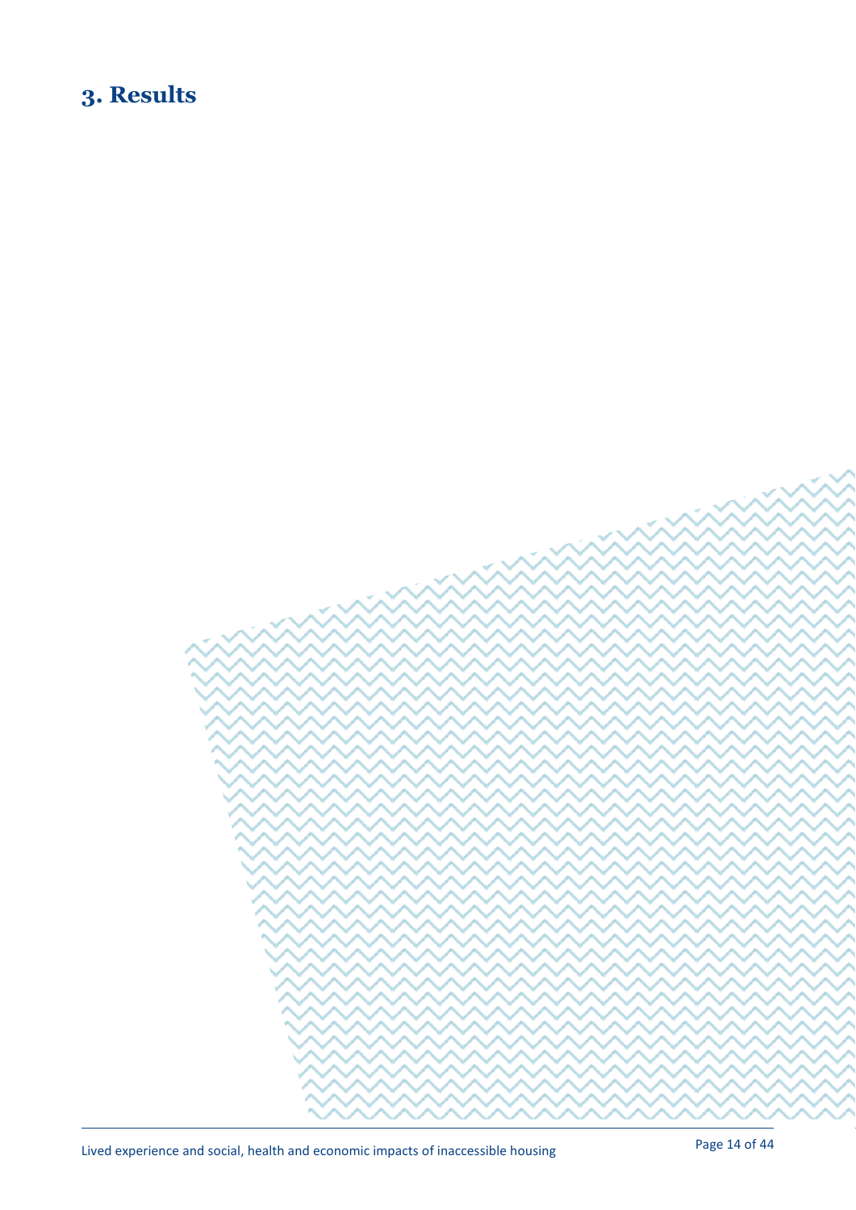# 3. Results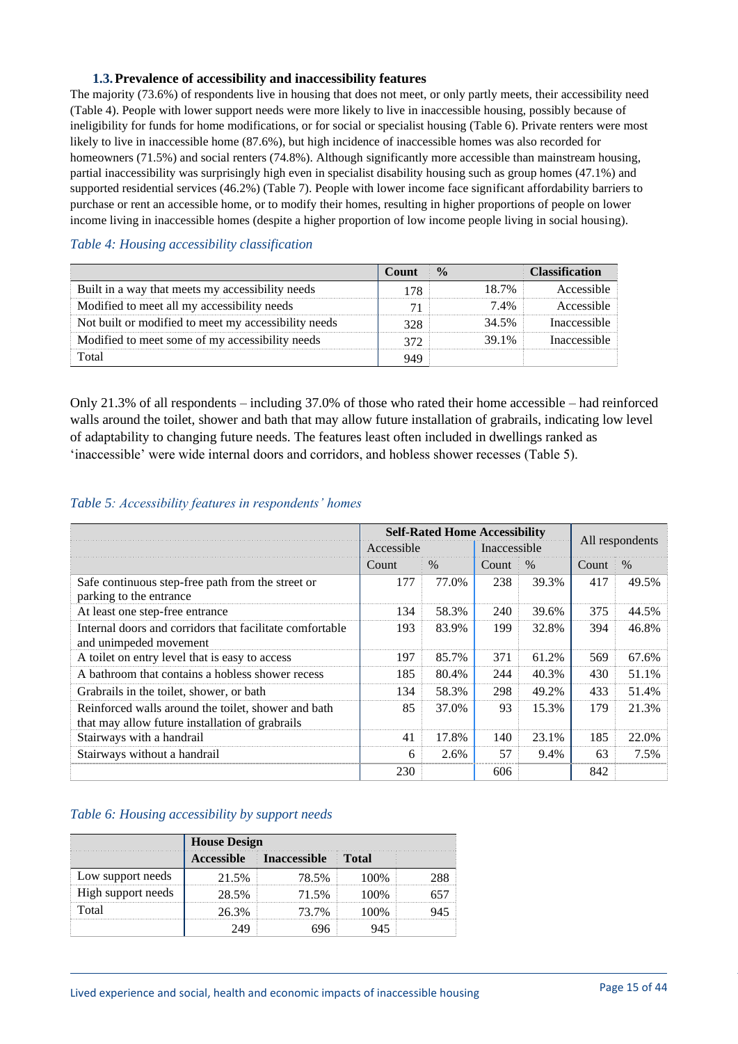### 1.3. Prevalence of accessibility and inaccessibility features

The majority (73.6%) of respondents live in housing that does not meet, or only partly meets, their accessibility need (Table 4). People with lower support needs were more likely to live in inaccessible housing, possibly because of ineligibility for funds for home modifications, or for social or specialist housing (Table 6). Private renters were most likely to live in inaccessible home (87.6%), but high incidence of inaccessible homes was also recorded for homeowners (71.5%) and social renters (74.8%). Although significantly more accessible than mainstream housing, partial inaccessibility was surprisingly high even in specialist disability housing such as group homes (47.1%) and supported residential services (46.2%) (Table 7). People with lower income face significant affordability barriers to purchase or rent an accessible home, or to modify their homes, resulting in higher proportions of people on lower income living in inaccessible homes (despite a higher proportion of low income people living in social housing).

*Table 4: Housing accessibility classification*

| | Count | % | Classification |
|---|---|---|---|
| Built in a way that meets my accessibility needs | 178 | 18.7% | Accessible |
| Modified to meet all my accessibility needs | 71 | 7.4% | Accessible |
| Not built or modified to meet my accessibility needs | 328 | 34.5% | Inaccessible |
| Modified to meet some of my accessibility needs | 372 | 39.1% | Inaccessible |
| Total | 949 | | |

Only 21.3% of all respondents – including 37.0% of those who rated their home accessible – had reinforced walls around the toilet, shower and bath that may allow future installation of grabrails, indicating low level of adaptability to changing future needs. The features least often included in dwellings ranked as 'inaccessible' were wide internal doors and corridors, and hobless shower recesses (Table 5).

*Table 5: Accessibility features in respondents' homes*

| | Self-Rated Home Accessibility | | | | All respondents | |
|---|---|---|---|---|---|---|
| | Accessible | | Inaccessible | | | |
| | Count | % | Count | % | Count | % |
| Safe continuous step-free path from the street or parking to the entrance | 177 | 77.0% | 238 | 39.3% | 417 | 49.5% |
| At least one step-free entrance | 134 | 58.3% | 240 | 39.6% | 375 | 44.5% |
| Internal doors and corridors that facilitate comfortable and unimpeded movement | 193 | 83.9% | 199 | 32.8% | 394 | 46.8% |
| A toilet on entry level that is easy to access | 197 | 85.7% | 371 | 61.2% | 569 | 67.6% |
| A bathroom that contains a hobless shower recess | 185 | 80.4% | 244 | 40.3% | 430 | 51.1% |
| Grabrails in the toilet, shower, or bath | 134 | 58.3% | 298 | 49.2% | 433 | 51.4% |
| Reinforced walls around the toilet, shower and bath that may allow future installation of grabrails | 85 | 37.0% | 93 | 15.3% | 179 | 21.3% |
| Stairways with a handrail | 41 | 17.8% | 140 | 23.1% | 185 | 22.0% |
| Stairways without a handrail | 6 | 2.6% | 57 | 9.4% | 63 | 7.5% |
| | 230 | | 606 | | 842 | |

*Table 6: Housing accessibility by support needs*

| | House Design | | | |
|---|---|---|---|---|
| | Accessible | Inaccessible | Total | |
| Low support needs | 21.5% | 78.5% | 100% | 288 |
| High support needs | 28.5% | 71.5% | 100% | 657 |
| Total | 26.3% | 73.7% | 100% | 945 |
| | 249 | 696 | 945 | |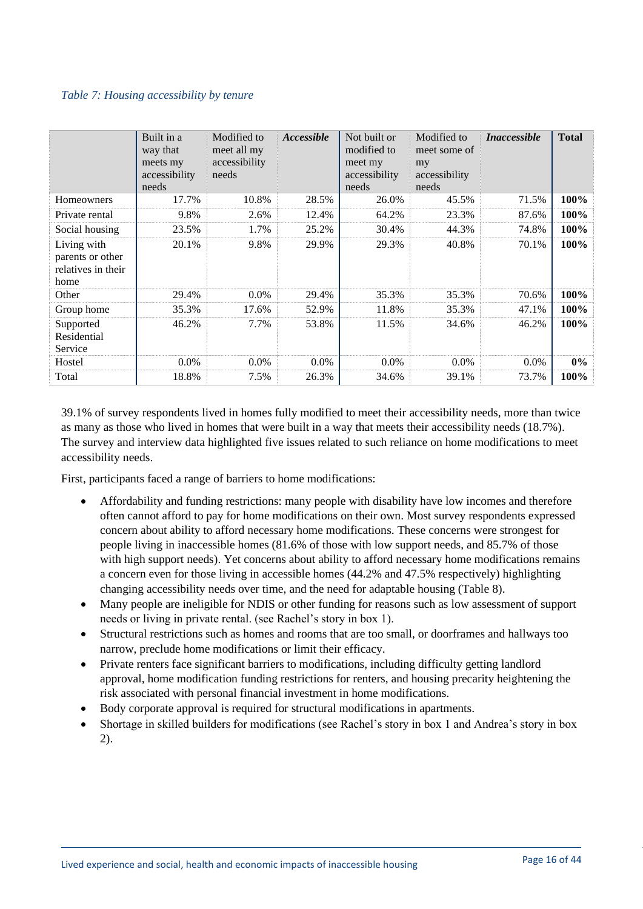*Table 7: Housing accessibility by tenure*

| | Built in a way that meets my accessibility needs | Modified to meet all my accessibility needs | ***Accessible*** | Not built or modified to meet my accessibility needs | Modified to meet some of my accessibility needs | ***Inaccessible*** | **Total** |
|---|---|---|---|---|---|---|---|
| Homeowners | 17.7% | 10.8% | 28.5% | 26.0% | 45.5% | 71.5% | **100%** |
| Private rental | 9.8% | 2.6% | 12.4% | 64.2% | 23.3% | 87.6% | **100%** |
| Social housing | 23.5% | 1.7% | 25.2% | 30.4% | 44.3% | 74.8% | **100%** |
| Living with parents or other relatives in their home | 20.1% | 9.8% | 29.9% | 29.3% | 40.8% | 70.1% | **100%** |
| Other | 29.4% | 0.0% | 29.4% | 35.3% | 35.3% | 70.6% | **100%** |
| Group home | 35.3% | 17.6% | 52.9% | 11.8% | 35.3% | 47.1% | **100%** |
| Supported Residential Service | 46.2% | 7.7% | 53.8% | 11.5% | 34.6% | 46.2% | **100%** |
| Hostel | 0.0% | 0.0% | 0.0% | 0.0% | 0.0% | 0.0% | **0%** |
| Total | 18.8% | 7.5% | 26.3% | 34.6% | 39.1% | 73.7% | **100%** |

39.1% of survey respondents lived in homes fully modified to meet their accessibility needs, more than twice as many as those who lived in homes that were built in a way that meets their accessibility needs (18.7%). The survey and interview data highlighted five issues related to such reliance on home modifications to meet accessibility needs.

First, participants faced a range of barriers to home modifications:

- Affordability and funding restrictions: many people with disability have low incomes and therefore often cannot afford to pay for home modifications on their own. Most survey respondents expressed concern about ability to afford necessary home modifications. These concerns were strongest for people living in inaccessible homes (81.6% of those with low support needs, and 85.7% of those with high support needs). Yet concerns about ability to afford necessary home modifications remains a concern even for those living in accessible homes (44.2% and 47.5% respectively) highlighting changing accessibility needs over time, and the need for adaptable housing (Table 8).
- Many people are ineligible for NDIS or other funding for reasons such as low assessment of support needs or living in private rental. (see Rachel's story in box 1).
- Structural restrictions such as homes and rooms that are too small, or doorframes and hallways too narrow, preclude home modifications or limit their efficacy.
- Private renters face significant barriers to modifications, including difficulty getting landlord approval, home modification funding restrictions for renters, and housing precarity heightening the risk associated with personal financial investment in home modifications.
- Body corporate approval is required for structural modifications in apartments.
- Shortage in skilled builders for modifications (see Rachel's story in box 1 and Andrea's story in box 2).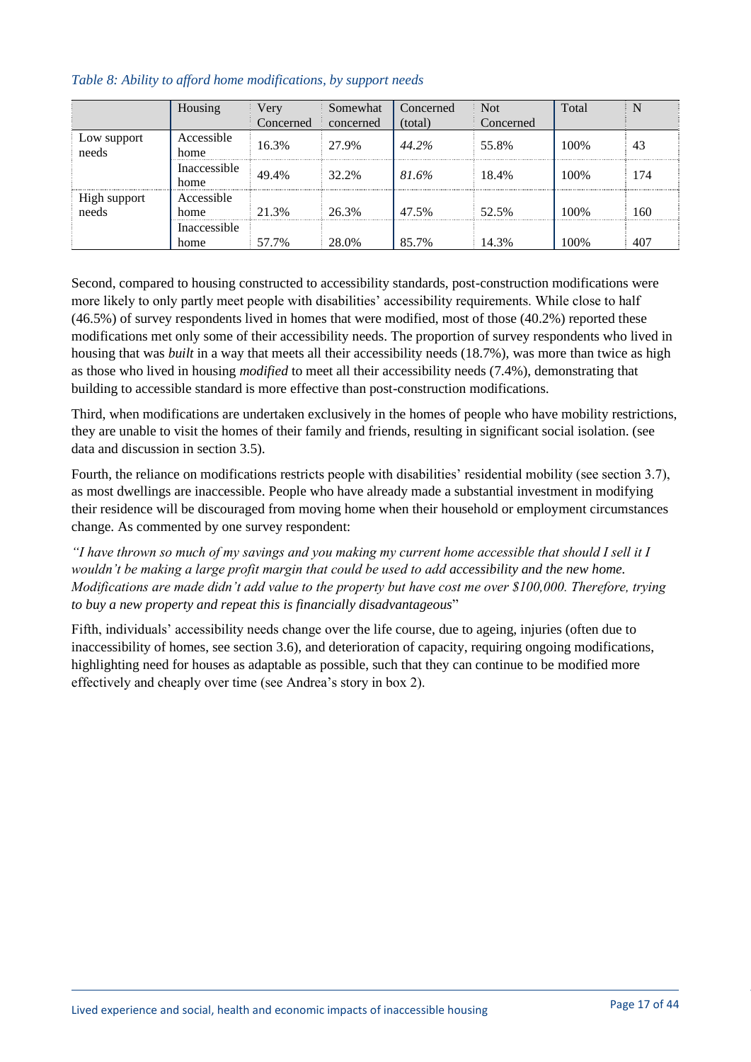*Table 8: Ability to afford home modifications, by support needs*

| | Housing | Very Concerned | Somewhat concerned | Concerned (total) | Not Concerned | Total | N |
|---|---|---|---|---|---|---|---|
| Low support needs | Accessible home | 16.3% | 27.9% | *44.2%* | 55.8% | 100% | 43 |
| | Inaccessible home | 49.4% | 32.2% | *81.6%* | 18.4% | 100% | 174 |
| High support needs | Accessible home | 21.3% | 26.3% | 47.5% | 52.5% | 100% | 160 |
| | Inaccessible home | 57.7% | 28.0% | 85.7% | 14.3% | 100% | 407 |

Second, compared to housing constructed to accessibility standards, post-construction modifications were more likely to only partly meet people with disabilities' accessibility requirements. While close to half (46.5%) of survey respondents lived in homes that were modified, most of those (40.2%) reported these modifications met only some of their accessibility needs. The proportion of survey respondents who lived in housing that was *built* in a way that meets all their accessibility needs (18.7%), was more than twice as high as those who lived in housing *modified* to meet all their accessibility needs (7.4%), demonstrating that building to accessible standard is more effective than post-construction modifications.

Third, when modifications are undertaken exclusively in the homes of people who have mobility restrictions, they are unable to visit the homes of their family and friends, resulting in significant social isolation. (see data and discussion in section 3.5).

Fourth, the reliance on modifications restricts people with disabilities' residential mobility (see section 3.7), as most dwellings are inaccessible. People who have already made a substantial investment in modifying their residence will be discouraged from moving home when their household or employment circumstances change. As commented by one survey respondent:

*"I have thrown so much of my savings and you making my current home accessible that should I sell it I wouldn't be making a large profit margin that could be used to add accessibility and the new home. Modifications are made didn't add value to the property but have cost me over $100,000. Therefore, trying to buy a new property and repeat this is financially disadvantageous*"

Fifth, individuals' accessibility needs change over the life course, due to ageing, injuries (often due to inaccessibility of homes, see section 3.6), and deterioration of capacity, requiring ongoing modifications, highlighting need for houses as adaptable as possible, such that they can continue to be modified more effectively and cheaply over time (see Andrea's story in box 2).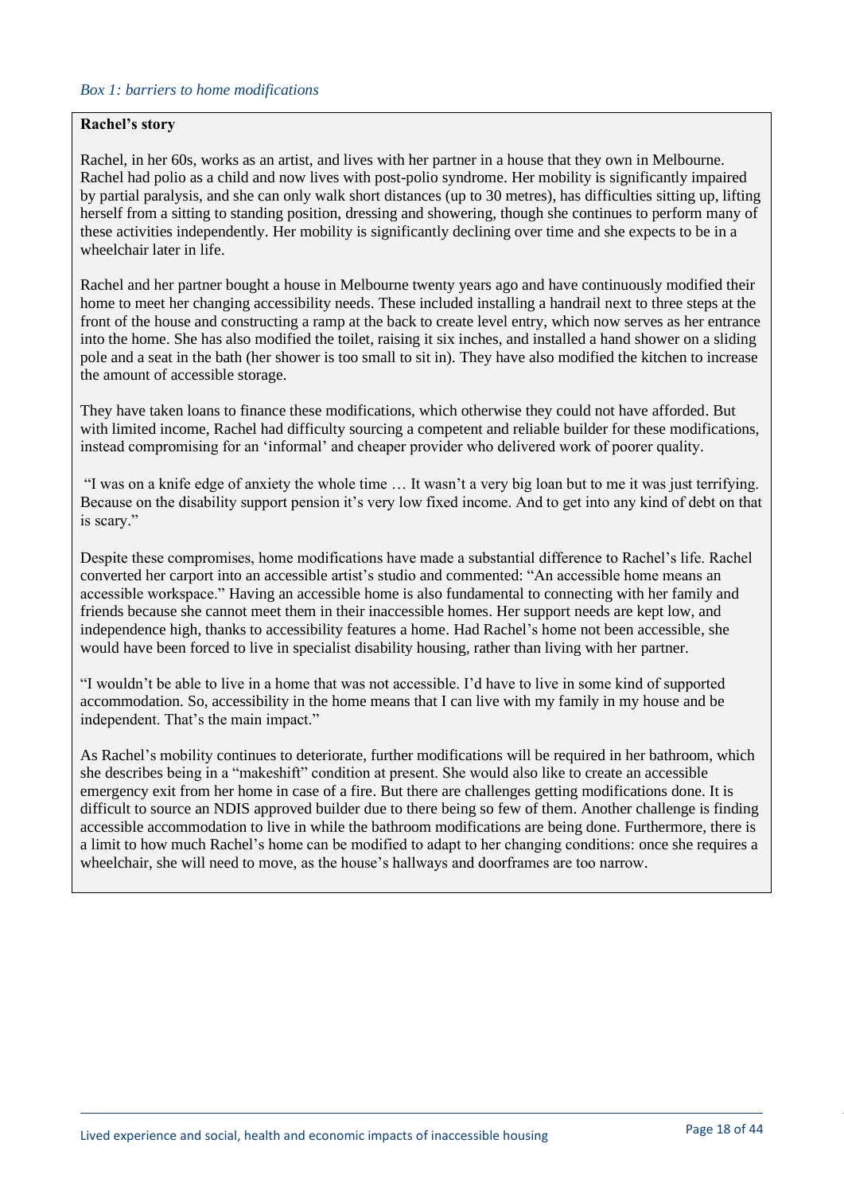*Box 1: barriers to home modifications*

**Rachel's story**

Rachel, in her 60s, works as an artist, and lives with her partner in a house that they own in Melbourne. Rachel had polio as a child and now lives with post-polio syndrome. Her mobility is significantly impaired by partial paralysis, and she can only walk short distances (up to 30 metres), has difficulties sitting up, lifting herself from a sitting to standing position, dressing and showering, though she continues to perform many of these activities independently. Her mobility is significantly declining over time and she expects to be in a wheelchair later in life.

Rachel and her partner bought a house in Melbourne twenty years ago and have continuously modified their home to meet her changing accessibility needs. These included installing a handrail next to three steps at the front of the house and constructing a ramp at the back to create level entry, which now serves as her entrance into the home. She has also modified the toilet, raising it six inches, and installed a hand shower on a sliding pole and a seat in the bath (her shower is too small to sit in). They have also modified the kitchen to increase the amount of accessible storage.

They have taken loans to finance these modifications, which otherwise they could not have afforded. But with limited income, Rachel had difficulty sourcing a competent and reliable builder for these modifications, instead compromising for an 'informal' and cheaper provider who delivered work of poorer quality.

"I was on a knife edge of anxiety the whole time … It wasn't a very big loan but to me it was just terrifying. Because on the disability support pension it's very low fixed income. And to get into any kind of debt on that is scary."

Despite these compromises, home modifications have made a substantial difference to Rachel's life. Rachel converted her carport into an accessible artist's studio and commented: "An accessible home means an accessible workspace." Having an accessible home is also fundamental to connecting with her family and friends because she cannot meet them in their inaccessible homes. Her support needs are kept low, and independence high, thanks to accessibility features a home. Had Rachel's home not been accessible, she would have been forced to live in specialist disability housing, rather than living with her partner.

"I wouldn't be able to live in a home that was not accessible. I'd have to live in some kind of supported accommodation. So, accessibility in the home means that I can live with my family in my house and be independent. That's the main impact."

As Rachel's mobility continues to deteriorate, further modifications will be required in her bathroom, which she describes being in a "makeshift" condition at present. She would also like to create an accessible emergency exit from her home in case of a fire. But there are challenges getting modifications done. It is difficult to source an NDIS approved builder due to there being so few of them. Another challenge is finding accessible accommodation to live in while the bathroom modifications are being done. Furthermore, there is a limit to how much Rachel's home can be modified to adapt to her changing conditions: once she requires a wheelchair, she will need to move, as the house's hallways and doorframes are too narrow.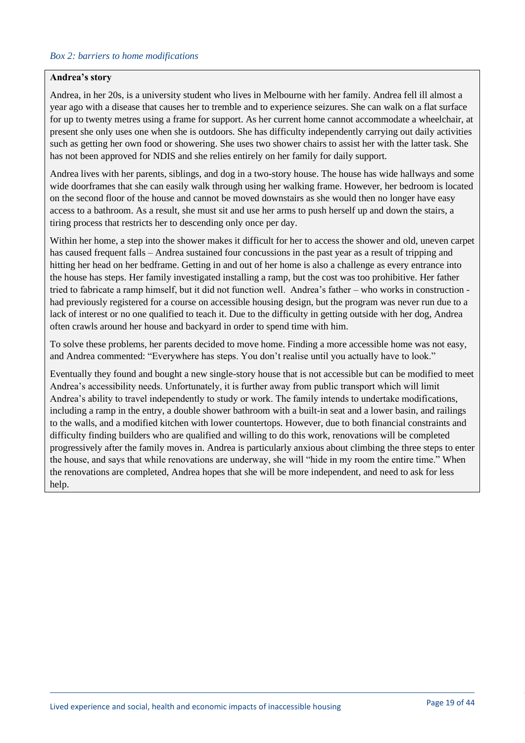*Box 2: barriers to home modifications*

**Andrea's story**

Andrea, in her 20s, is a university student who lives in Melbourne with her family. Andrea fell ill almost a year ago with a disease that causes her to tremble and to experience seizures. She can walk on a flat surface for up to twenty metres using a frame for support. As her current home cannot accommodate a wheelchair, at present she only uses one when she is outdoors. She has difficulty independently carrying out daily activities such as getting her own food or showering. She uses two shower chairs to assist her with the latter task. She has not been approved for NDIS and she relies entirely on her family for daily support.

Andrea lives with her parents, siblings, and dog in a two-story house. The house has wide hallways and some wide doorframes that she can easily walk through using her walking frame. However, her bedroom is located on the second floor of the house and cannot be moved downstairs as she would then no longer have easy access to a bathroom. As a result, she must sit and use her arms to push herself up and down the stairs, a tiring process that restricts her to descending only once per day.

Within her home, a step into the shower makes it difficult for her to access the shower and old, uneven carpet has caused frequent falls – Andrea sustained four concussions in the past year as a result of tripping and hitting her head on her bedframe. Getting in and out of her home is also a challenge as every entrance into the house has steps. Her family investigated installing a ramp, but the cost was too prohibitive. Her father tried to fabricate a ramp himself, but it did not function well. Andrea's father – who works in construction - had previously registered for a course on accessible housing design, but the program was never run due to a lack of interest or no one qualified to teach it. Due to the difficulty in getting outside with her dog, Andrea often crawls around her house and backyard in order to spend time with him.

To solve these problems, her parents decided to move home. Finding a more accessible home was not easy, and Andrea commented: "Everywhere has steps. You don't realise until you actually have to look."

Eventually they found and bought a new single-story house that is not accessible but can be modified to meet Andrea's accessibility needs. Unfortunately, it is further away from public transport which will limit Andrea's ability to travel independently to study or work. The family intends to undertake modifications, including a ramp in the entry, a double shower bathroom with a built-in seat and a lower basin, and railings to the walls, and a modified kitchen with lower countertops. However, due to both financial constraints and difficulty finding builders who are qualified and willing to do this work, renovations will be completed progressively after the family moves in. Andrea is particularly anxious about climbing the three steps to enter the house, and says that while renovations are underway, she will "hide in my room the entire time." When the renovations are completed, Andrea hopes that she will be more independent, and need to ask for less help.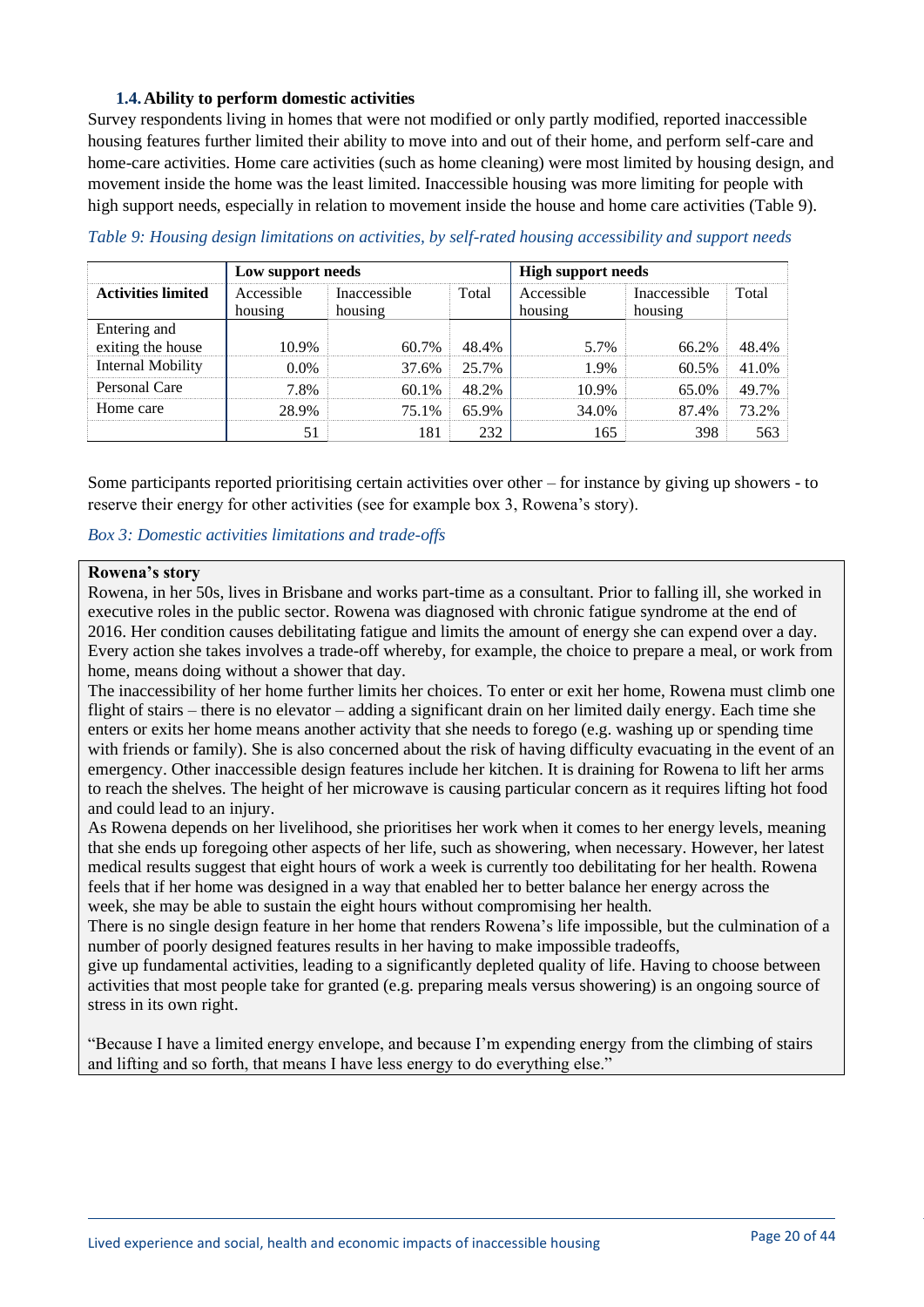### 1.4. Ability to perform domestic activities

Survey respondents living in homes that were not modified or only partly modified, reported inaccessible housing features further limited their ability to move into and out of their home, and perform self-care and home-care activities. Home care activities (such as home cleaning) were most limited by housing design, and movement inside the home was the least limited. Inaccessible housing was more limiting for people with high support needs, especially in relation to movement inside the house and home care activities (Table 9).

*Table 9: Housing design limitations on activities, by self-rated housing accessibility and support needs*

| | **Low support needs** | | | **High support needs** | | |
|---|---|---|---|---|---|---|
| **Activities limited** | Accessible housing | Inaccessible housing | Total | Accessible housing | Inaccessible housing | Total |
| Entering and exiting the house | 10.9% | 60.7% | 48.4% | 5.7% | 66.2% | 48.4% |
| Internal Mobility | 0.0% | 37.6% | 25.7% | 1.9% | 60.5% | 41.0% |
| Personal Care | 7.8% | 60.1% | 48.2% | 10.9% | 65.0% | 49.7% |
| Home care | 28.9% | 75.1% | 65.9% | 34.0% | 87.4% | 73.2% |
| | 51 | 181 | 232 | 165 | 398 | 563 |

Some participants reported prioritising certain activities over other – for instance by giving up showers - to reserve their energy for other activities (see for example box 3, Rowena's story).

*Box 3: Domestic activities limitations and trade-offs*

**Rowena's story**

Rowena, in her 50s, lives in Brisbane and works part-time as a consultant. Prior to falling ill, she worked in executive roles in the public sector. Rowena was diagnosed with chronic fatigue syndrome at the end of 2016. Her condition causes debilitating fatigue and limits the amount of energy she can expend over a day. Every action she takes involves a trade-off whereby, for example, the choice to prepare a meal, or work from home, means doing without a shower that day.

The inaccessibility of her home further limits her choices. To enter or exit her home, Rowena must climb one flight of stairs – there is no elevator – adding a significant drain on her limited daily energy. Each time she enters or exits her home means another activity that she needs to forego (e.g. washing up or spending time with friends or family). She is also concerned about the risk of having difficulty evacuating in the event of an emergency. Other inaccessible design features include her kitchen. It is draining for Rowena to lift her arms to reach the shelves. The height of her microwave is causing particular concern as it requires lifting hot food and could lead to an injury.

As Rowena depends on her livelihood, she prioritises her work when it comes to her energy levels, meaning that she ends up foregoing other aspects of her life, such as showering, when necessary. However, her latest medical results suggest that eight hours of work a week is currently too debilitating for her health. Rowena feels that if her home was designed in a way that enabled her to better balance her energy across the week, she may be able to sustain the eight hours without compromising her health.

There is no single design feature in her home that renders Rowena's life impossible, but the culmination of a number of poorly designed features results in her having to make impossible tradeoffs, give up fundamental activities, leading to a significantly depleted quality of life. Having to choose between activities that most people take for granted (e.g. preparing meals versus showering) is an ongoing source of stress in its own right.

"Because I have a limited energy envelope, and because I'm expending energy from the climbing of stairs and lifting and so forth, that means I have less energy to do everything else."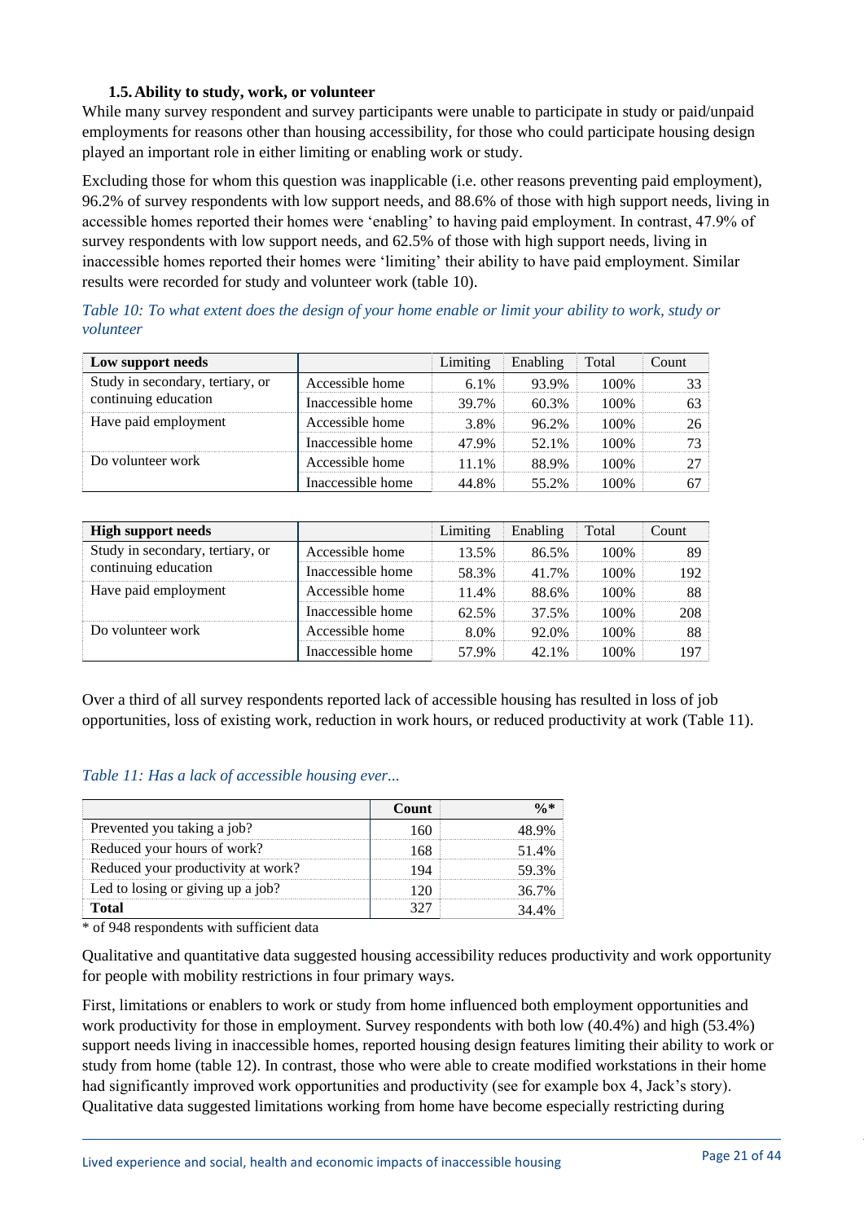### 1.5. Ability to study, work, or volunteer

While many survey respondent and survey participants were unable to participate in study or paid/unpaid employments for reasons other than housing accessibility, for those who could participate housing design played an important role in either limiting or enabling work or study.

Excluding those for whom this question was inapplicable (i.e. other reasons preventing paid employment), 96.2% of survey respondents with low support needs, and 88.6% of those with high support needs, living in accessible homes reported their homes were 'enabling' to having paid employment. In contrast, 47.9% of survey respondents with low support needs, and 62.5% of those with high support needs, living in inaccessible homes reported their homes were 'limiting' their ability to have paid employment. Similar results were recorded for study and volunteer work (table 10).

*Table 10: To what extent does the design of your home enable or limit your ability to work, study or volunteer*

| **Low support needs** | | Limiting | Enabling | Total | Count |
|---|---|---|---|---|---|
| Study in secondary, tertiary, or continuing education | Accessible home | 6.1% | 93.9% | 100% | 33 |
| | Inaccessible home | 39.7% | 60.3% | 100% | 63 |
| Have paid employment | Accessible home | 3.8% | 96.2% | 100% | 26 |
| | Inaccessible home | 47.9% | 52.1% | 100% | 73 |
| Do volunteer work | Accessible home | 11.1% | 88.9% | 100% | 27 |
| | Inaccessible home | 44.8% | 55.2% | 100% | 67 |

| **High support needs** | | Limiting | Enabling | Total | Count |
|---|---|---|---|---|---|
| Study in secondary, tertiary, or continuing education | Accessible home | 13.5% | 86.5% | 100% | 89 |
| | Inaccessible home | 58.3% | 41.7% | 100% | 192 |
| Have paid employment | Accessible home | 11.4% | 88.6% | 100% | 88 |
| | Inaccessible home | 62.5% | 37.5% | 100% | 208 |
| Do volunteer work | Accessible home | 8.0% | 92.0% | 100% | 88 |
| | Inaccessible home | 57.9% | 42.1% | 100% | 197 |

Over a third of all survey respondents reported lack of accessible housing has resulted in loss of job opportunities, loss of existing work, reduction in work hours, or reduced productivity at work (Table 11).

*Table 11: Has a lack of accessible housing ever...*

| | **Count** | **%*** |
|---|---|---|
| Prevented you taking a job? | 160 | 48.9% |
| Reduced your hours of work? | 168 | 51.4% |
| Reduced your productivity at work? | 194 | 59.3% |
| Led to losing or giving up a job? | 120 | 36.7% |
| **Total** | 327 | 34.4% |

\* of 948 respondents with sufficient data

Qualitative and quantitative data suggested housing accessibility reduces productivity and work opportunity for people with mobility restrictions in four primary ways.

First, limitations or enablers to work or study from home influenced both employment opportunities and work productivity for those in employment. Survey respondents with both low (40.4%) and high (53.4%) support needs living in inaccessible homes, reported housing design features limiting their ability to work or study from home (table 12). In contrast, those who were able to create modified workstations in their home had significantly improved work opportunities and productivity (see for example box 4, Jack's story). Qualitative data suggested limitations working from home have become especially restricting during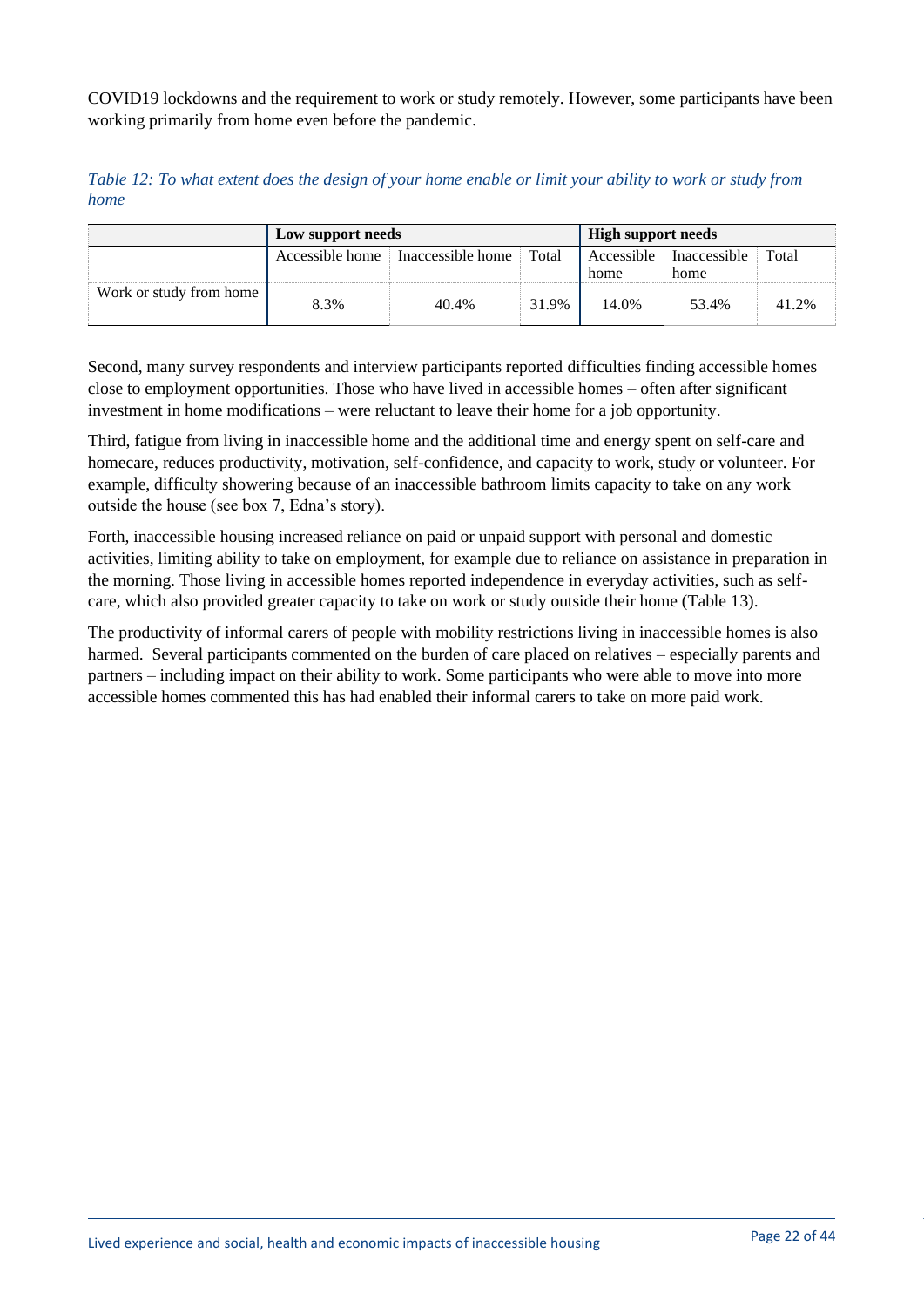COVID19 lockdowns and the requirement to work or study remotely. However, some participants have been working primarily from home even before the pandemic.

*Table 12: To what extent does the design of your home enable or limit your ability to work or study from home*

| | Low support needs | | | High support needs | | |
|---|---|---|---|---|---|---|
| | Accessible home | Inaccessible home | Total | Accessible home | Inaccessible home | Total |
| Work or study from home | 8.3% | 40.4% | 31.9% | 14.0% | 53.4% | 41.2% |

Second, many survey respondents and interview participants reported difficulties finding accessible homes close to employment opportunities. Those who have lived in accessible homes – often after significant investment in home modifications – were reluctant to leave their home for a job opportunity.

Third, fatigue from living in inaccessible home and the additional time and energy spent on self-care and homecare, reduces productivity, motivation, self-confidence, and capacity to work, study or volunteer. For example, difficulty showering because of an inaccessible bathroom limits capacity to take on any work outside the house (see box 7, Edna's story).

Forth, inaccessible housing increased reliance on paid or unpaid support with personal and domestic activities, limiting ability to take on employment, for example due to reliance on assistance in preparation in the morning. Those living in accessible homes reported independence in everyday activities, such as self-care, which also provided greater capacity to take on work or study outside their home (Table 13).

The productivity of informal carers of people with mobility restrictions living in inaccessible homes is also harmed. Several participants commented on the burden of care placed on relatives – especially parents and partners – including impact on their ability to work. Some participants who were able to move into more accessible homes commented this has had enabled their informal carers to take on more paid work.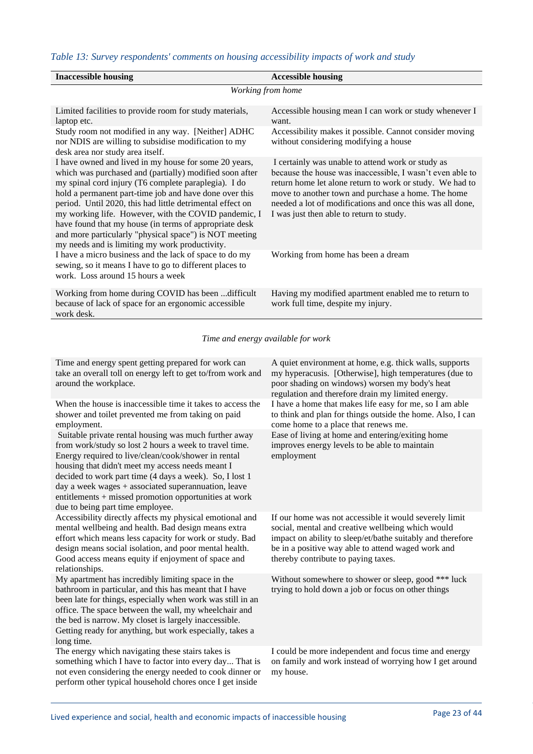*Table 13: Survey respondents' comments on housing accessibility impacts of work and study*

| Inaccessible housing | Accessible housing |
|---|---|
| *Working from home* | |
| Limited facilities to provide room for study materials, laptop etc. | Accessible housing mean I can work or study whenever I want. |
| Study room not modified in any way. [Neither] ADHC nor NDIS are willing to subsidise modification to my desk area nor study area itself. | Accessibility makes it possible. Cannot consider moving without considering modifying a house |
| I have owned and lived in my house for some 20 years, which was purchased and (partially) modified soon after my spinal cord injury (T6 complete paraplegia). I do hold a permanent part-time job and have done over this period. Until 2020, this had little detrimental effect on my working life. However, with the COVID pandemic, I have found that my house (in terms of appropriate desk and more particularly "physical space") is NOT meeting my needs and is limiting my work productivity. | I certainly was unable to attend work or study as because the house was inaccessible, I wasn't even able to return home let alone return to work or study. We had to move to another town and purchase a home. The home needed a lot of modifications and once this was all done, I was just then able to return to study. |
| I have a micro business and the lack of space to do my sewing, so it means I have to go to different places to work. Loss around 15 hours a week | Working from home has been a dream |
| Working from home during COVID has been ...difficult because of lack of space for an ergonomic accessible work desk. | Having my modified apartment enabled me to return to work full time, despite my injury. |
| *Time and energy available for work* | |
| Time and energy spent getting prepared for work can take an overall toll on energy left to get to/from work and around the workplace. | A quiet environment at home, e.g. thick walls, supports my hyperacusis. [Otherwise], high temperatures (due to poor shading on windows) worsen my body's heat regulation and therefore drain my limited energy. |
| When the house is inaccessible time it takes to access the shower and toilet prevented me from taking on paid employment. | I have a home that makes life easy for me, so I am able to think and plan for things outside the home. Also, I can come home to a place that renews me. |
| Suitable private rental housing was much further away from work/study so lost 2 hours a week to travel time. Energy required to live/clean/cook/shower in rental housing that didn't meet my access needs meant I decided to work part time (4 days a week). So, I lost 1 day a week wages + associated superannuation, leave entitlements + missed promotion opportunities at work due to being part time employee. | Ease of living at home and entering/exiting home improves energy levels to be able to maintain employment |
| Accessibility directly affects my physical emotional and mental wellbeing and health. Bad design means extra effort which means less capacity for work or study. Bad design means social isolation, and poor mental health. Good access means equity if enjoyment of space and relationships. | If our home was not accessible it would severely limit social, mental and creative wellbeing which would impact on ability to sleep/et/bathe suitably and therefore be in a positive way able to attend waged work and thereby contribute to paying taxes. |
| My apartment has incredibly limiting space in the bathroom in particular, and this has meant that I have been late for things, especially when work was still in an office. The space between the wall, my wheelchair and the bed is narrow. My closet is largely inaccessible. Getting ready for anything, but work especially, takes a long time. | Without somewhere to shower or sleep, good *** luck trying to hold down a job or focus on other things |
| The energy which navigating these stairs takes is something which I have to factor into every day... That is not even considering the energy needed to cook dinner or perform other typical household chores once I get inside | I could be more independent and focus time and energy on family and work instead of worrying how I get around my house. |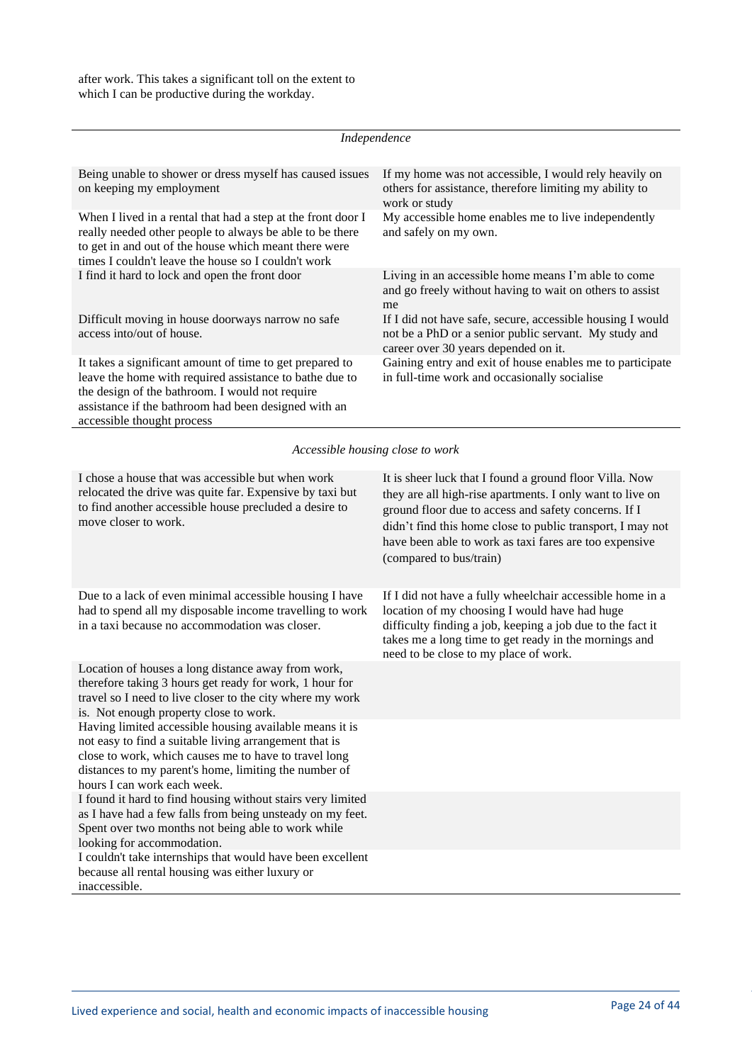after work. This takes a significant toll on the extent to which I can be productive during the workday.

| *Independence* | |
|---|---|
| Being unable to shower or dress myself has caused issues on keeping my employment | If my home was not accessible, I would rely heavily on others for assistance, therefore limiting my ability to work or study |
| When I lived in a rental that had a step at the front door I really needed other people to always be able to be there to get in and out of the house which meant there were times I couldn't leave the house so I couldn't work | My accessible home enables me to live independently and safely on my own. |
| I find it hard to lock and open the front door | Living in an accessible home means I'm able to come and go freely without having to wait on others to assist me |
| Difficult moving in house doorways narrow no safe access into/out of house. | If I did not have safe, secure, accessible housing I would not be a PhD or a senior public servant. My study and career over 30 years depended on it. |
| It takes a significant amount of time to get prepared to leave the home with required assistance to bathe due to the design of the bathroom. I would not require assistance if the bathroom had been designed with an accessible thought process | Gaining entry and exit of house enables me to participate in full-time work and occasionally socialise |

| *Accessible housing close to work* | |
|---|---|
| I chose a house that was accessible but when work relocated the drive was quite far. Expensive by taxi but to find another accessible house precluded a desire to move closer to work. | It is sheer luck that I found a ground floor Villa. Now they are all high-rise apartments. I only want to live on ground floor due to access and safety concerns. If I didn't find this home close to public transport, I may not have been able to work as taxi fares are too expensive (compared to bus/train) |
| Due to a lack of even minimal accessible housing I have had to spend all my disposable income travelling to work in a taxi because no accommodation was closer. | If I did not have a fully wheelchair accessible home in a location of my choosing I would have had huge difficulty finding a job, keeping a job due to the fact it takes me a long time to get ready in the mornings and need to be close to my place of work. |
| Location of houses a long distance away from work, therefore taking 3 hours get ready for work, 1 hour for travel so I need to live closer to the city where my work is. Not enough property close to work. | |
| Having limited accessible housing available means it is not easy to find a suitable living arrangement that is close to work, which causes me to have to travel long distances to my parent's home, limiting the number of hours I can work each week. | |
| I found it hard to find housing without stairs very limited as I have had a few falls from being unsteady on my feet. Spent over two months not being able to work while looking for accommodation. | |
| I couldn't take internships that would have been excellent because all rental housing was either luxury or inaccessible. | |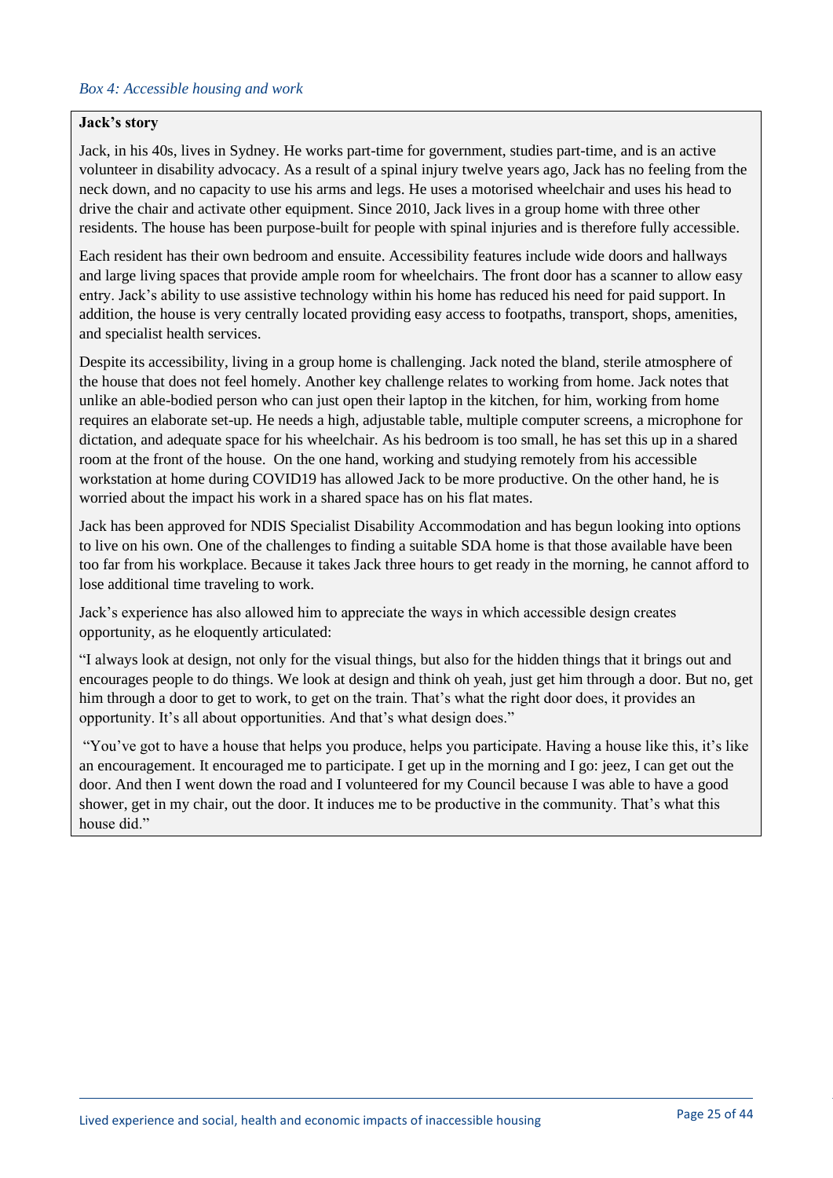*Box 4: Accessible housing and work*

**Jack's story**

Jack, in his 40s, lives in Sydney. He works part-time for government, studies part-time, and is an active volunteer in disability advocacy. As a result of a spinal injury twelve years ago, Jack has no feeling from the neck down, and no capacity to use his arms and legs. He uses a motorised wheelchair and uses his head to drive the chair and activate other equipment. Since 2010, Jack lives in a group home with three other residents. The house has been purpose-built for people with spinal injuries and is therefore fully accessible.

Each resident has their own bedroom and ensuite. Accessibility features include wide doors and hallways and large living spaces that provide ample room for wheelchairs. The front door has a scanner to allow easy entry. Jack's ability to use assistive technology within his home has reduced his need for paid support. In addition, the house is very centrally located providing easy access to footpaths, transport, shops, amenities, and specialist health services.

Despite its accessibility, living in a group home is challenging. Jack noted the bland, sterile atmosphere of the house that does not feel homely. Another key challenge relates to working from home. Jack notes that unlike an able-bodied person who can just open their laptop in the kitchen, for him, working from home requires an elaborate set-up. He needs a high, adjustable table, multiple computer screens, a microphone for dictation, and adequate space for his wheelchair. As his bedroom is too small, he has set this up in a shared room at the front of the house. On the one hand, working and studying remotely from his accessible workstation at home during COVID19 has allowed Jack to be more productive. On the other hand, he is worried about the impact his work in a shared space has on his flat mates.

Jack has been approved for NDIS Specialist Disability Accommodation and has begun looking into options to live on his own. One of the challenges to finding a suitable SDA home is that those available have been too far from his workplace. Because it takes Jack three hours to get ready in the morning, he cannot afford to lose additional time traveling to work.

Jack's experience has also allowed him to appreciate the ways in which accessible design creates opportunity, as he eloquently articulated:

"I always look at design, not only for the visual things, but also for the hidden things that it brings out and encourages people to do things. We look at design and think oh yeah, just get him through a door. But no, get him through a door to get to work, to get on the train. That's what the right door does, it provides an opportunity. It's all about opportunities. And that's what design does."

"You've got to have a house that helps you produce, helps you participate. Having a house like this, it's like an encouragement. It encouraged me to participate. I get up in the morning and I go: jeez, I can get out the door. And then I went down the road and I volunteered for my Council because I was able to have a good shower, get in my chair, out the door. It induces me to be productive in the community. That's what this house did."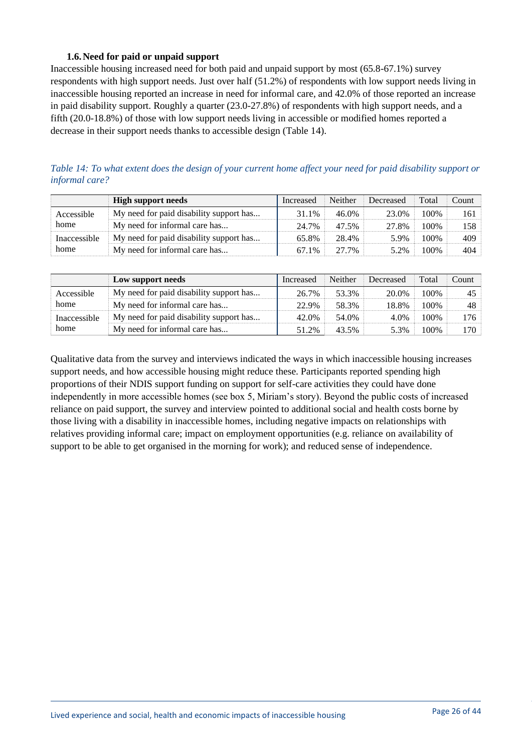### 1.6. Need for paid or unpaid support

Inaccessible housing increased need for both paid and unpaid support by most (65.8-67.1%) survey respondents with high support needs. Just over half (51.2%) of respondents with low support needs living in inaccessible housing reported an increase in need for informal care, and 42.0% of those reported an increase in paid disability support. Roughly a quarter (23.0-27.8%) of respondents with high support needs, and a fifth (20.0-18.8%) of those with low support needs living in accessible or modified homes reported a decrease in their support needs thanks to accessible design (Table 14).

*Table 14: To what extent does the design of your current home affect your need for paid disability support or informal care?*

| | **High support needs** | Increased | Neither | Decreased | Total | Count |
|---|---|---|---|---|---|---|
| Accessible home | My need for paid disability support has... | 31.1% | 46.0% | 23.0% | 100% | 161 |
| | My need for informal care has... | 24.7% | 47.5% | 27.8% | 100% | 158 |
| Inaccessible home | My need for paid disability support has... | 65.8% | 28.4% | 5.9% | 100% | 409 |
| | My need for informal care has... | 67.1% | 27.7% | 5.2% | 100% | 404 |

| | **Low support needs** | Increased | Neither | Decreased | Total | Count |
|---|---|---|---|---|---|---|
| Accessible home | My need for paid disability support has... | 26.7% | 53.3% | 20.0% | 100% | 45 |
| | My need for informal care has... | 22.9% | 58.3% | 18.8% | 100% | 48 |
| Inaccessible home | My need for paid disability support has... | 42.0% | 54.0% | 4.0% | 100% | 176 |
| | My need for informal care has... | 51.2% | 43.5% | 5.3% | 100% | 170 |

Qualitative data from the survey and interviews indicated the ways in which inaccessible housing increases support needs, and how accessible housing might reduce these. Participants reported spending high proportions of their NDIS support funding on support for self-care activities they could have done independently in more accessible homes (see box 5, Miriam's story). Beyond the public costs of increased reliance on paid support, the survey and interview pointed to additional social and health costs borne by those living with a disability in inaccessible homes, including negative impacts on relationships with relatives providing informal care; impact on employment opportunities (e.g. reliance on availability of support to be able to get organised in the morning for work); and reduced sense of independence.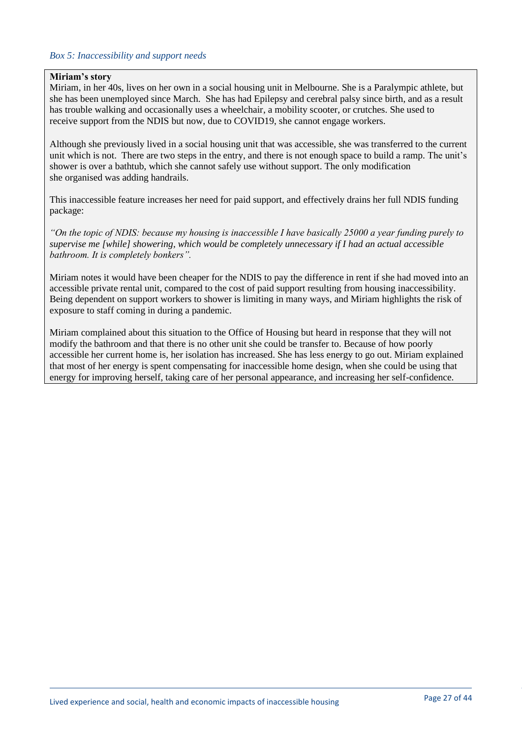*Box 5: Inaccessibility and support needs*

**Miriam's story**

Miriam, in her 40s, lives on her own in a social housing unit in Melbourne. She is a Paralympic athlete, but she has been unemployed since March. She has had Epilepsy and cerebral palsy since birth, and as a result has trouble walking and occasionally uses a wheelchair, a mobility scooter, or crutches. She used to receive support from the NDIS but now, due to COVID19, she cannot engage workers.

Although she previously lived in a social housing unit that was accessible, she was transferred to the current unit which is not. There are two steps in the entry, and there is not enough space to build a ramp. The unit's shower is over a bathtub, which she cannot safely use without support. The only modification she organised was adding handrails.

This inaccessible feature increases her need for paid support, and effectively drains her full NDIS funding package:

*"On the topic of NDIS: because my housing is inaccessible I have basically 25000 a year funding purely to supervise me [while] showering, which would be completely unnecessary if I had an actual accessible bathroom. It is completely bonkers".*

Miriam notes it would have been cheaper for the NDIS to pay the difference in rent if she had moved into an accessible private rental unit, compared to the cost of paid support resulting from housing inaccessibility. Being dependent on support workers to shower is limiting in many ways, and Miriam highlights the risk of exposure to staff coming in during a pandemic.

Miriam complained about this situation to the Office of Housing but heard in response that they will not modify the bathroom and that there is no other unit she could be transfer to. Because of how poorly accessible her current home is, her isolation has increased. She has less energy to go out. Miriam explained that most of her energy is spent compensating for inaccessible home design, when she could be using that energy for improving herself, taking care of her personal appearance, and increasing her self-confidence.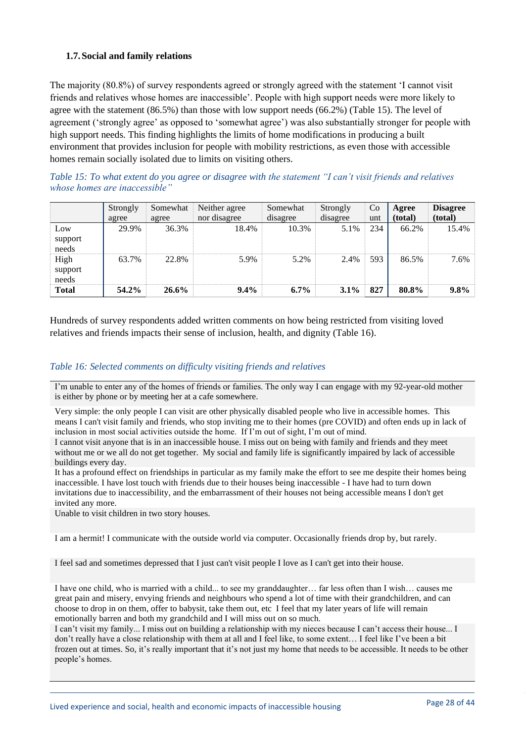### 1.7. Social and family relations

The majority (80.8%) of survey respondents agreed or strongly agreed with the statement 'I cannot visit friends and relatives whose homes are inaccessible'. People with high support needs were more likely to agree with the statement (86.5%) than those with low support needs (66.2%) (Table 15). The level of agreement ('strongly agree' as opposed to 'somewhat agree') was also substantially stronger for people with high support needs. This finding highlights the limits of home modifications in producing a built environment that provides inclusion for people with mobility restrictions, as even those with accessible homes remain socially isolated due to limits on visiting others.

*Table 15: To what extent do you agree or disagree with the statement "I can't visit friends and relatives whose homes are inaccessible"*

| | Strongly agree | Somewhat agree | Neither agree nor disagree | Somewhat disagree | Strongly disagree | Count | **Agree (total)** | **Disagree (total)** |
|---|---|---|---|---|---|---|---|---|
| Low support needs | 29.9% | 36.3% | 18.4% | 10.3% | 5.1% | 234 | 66.2% | 15.4% |
| High support needs | 63.7% | 22.8% | 5.9% | 5.2% | 2.4% | 593 | 86.5% | 7.6% |
| **Total** | **54.2%** | **26.6%** | **9.4%** | **6.7%** | **3.1%** | **827** | **80.8%** | **9.8%** |

Hundreds of survey respondents added written comments on how being restricted from visiting loved relatives and friends impacts their sense of inclusion, health, and dignity (Table 16).

*Table 16: Selected comments on difficulty visiting friends and relatives*

| |
|---|
| I'm unable to enter any of the homes of friends or families. The only way I can engage with my 92-year-old mother is either by phone or by meeting her at a cafe somewhere. |
| Very simple: the only people I can visit are other physically disabled people who live in accessible homes. This means I can't visit family and friends, who stop inviting me to their homes (pre COVID) and often ends up in lack of inclusion in most social activities outside the home. If I'm out of sight, I'm out of mind. |
| I cannot visit anyone that is in an inaccessible house. I miss out on being with family and friends and they meet without me or we all do not get together. My social and family life is significantly impaired by lack of accessible buildings every day. |
| It has a profound effect on friendships in particular as my family make the effort to see me despite their homes being inaccessible. I have lost touch with friends due to their houses being inaccessible - I have had to turn down invitations due to inaccessibility, and the embarrassment of their houses not being accessible means I don't get invited any more. |
| Unable to visit children in two story houses. |
| I am a hermit! I communicate with the outside world via computer. Occasionally friends drop by, but rarely. |
| I feel sad and sometimes depressed that I just can't visit people I love as I can't get into their house. |
| I have one child, who is married with a child... to see my granddaughter… far less often than I wish… causes me great pain and misery, envying friends and neighbours who spend a lot of time with their grandchildren, and can choose to drop in on them, offer to babysit, take them out, etc I feel that my later years of life will remain emotionally barren and both my grandchild and I will miss out on so much. |
| I can't visit my family... I miss out on building a relationship with my nieces because I can't access their house... I don't really have a close relationship with them at all and I feel like, to some extent… I feel like I've been a bit frozen out at times. So, it's really important that it's not just my home that needs to be accessible. It needs to be other people's homes. |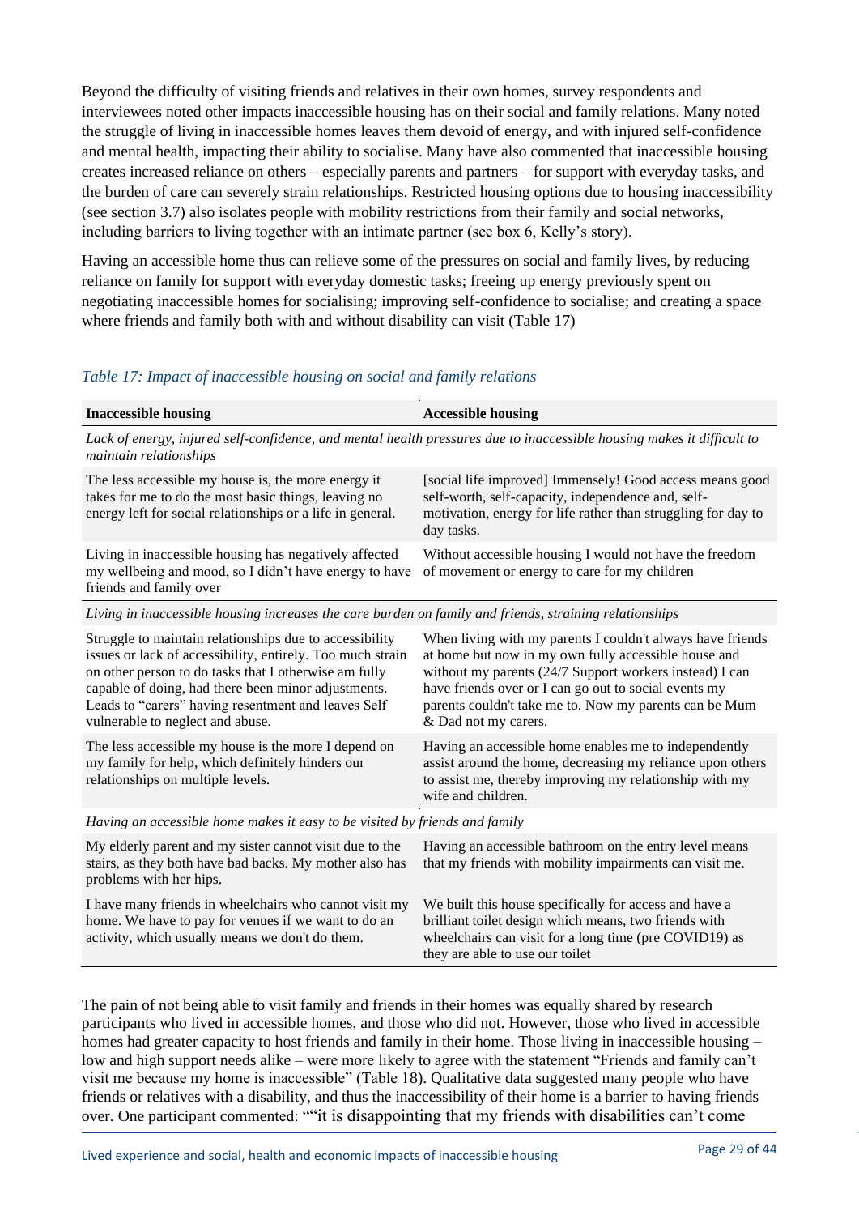Beyond the difficulty of visiting friends and relatives in their own homes, survey respondents and interviewees noted other impacts inaccessible housing has on their social and family relations. Many noted the struggle of living in inaccessible homes leaves them devoid of energy, and with injured self-confidence and mental health, impacting their ability to socialise. Many have also commented that inaccessible housing creates increased reliance on others – especially parents and partners – for support with everyday tasks, and the burden of care can severely strain relationships. Restricted housing options due to housing inaccessibility (see section 3.7) also isolates people with mobility restrictions from their family and social networks, including barriers to living together with an intimate partner (see box 6, Kelly's story).

Having an accessible home thus can relieve some of the pressures on social and family lives, by reducing reliance on family for support with everyday domestic tasks; freeing up energy previously spent on negotiating inaccessible homes for socialising; improving self-confidence to socialise; and creating a space where friends and family both with and without disability can visit (Table 17)

*Table 17: Impact of inaccessible housing on social and family relations*

| Inaccessible housing | Accessible housing |
|---|---|
| *Lack of energy, injured self-confidence, and mental health pressures due to inaccessible housing makes it difficult to maintain relationships* | |
| The less accessible my house is, the more energy it takes for me to do the most basic things, leaving no energy left for social relationships or a life in general. | [social life improved] Immensely! Good access means good self-worth, self-capacity, independence and, self-motivation, energy for life rather than struggling for day to day tasks. |
| Living in inaccessible housing has negatively affected my wellbeing and mood, so I didn't have energy to have friends and family over | Without accessible housing I would not have the freedom of movement or energy to care for my children |
| *Living in inaccessible housing increases the care burden on family and friends, straining relationships* | |
| Struggle to maintain relationships due to accessibility issues or lack of accessibility, entirely. Too much strain on other person to do tasks that I otherwise am fully capable of doing, had there been minor adjustments. Leads to "carers" having resentment and leaves Self vulnerable to neglect and abuse. | When living with my parents I couldn't always have friends at home but now in my own fully accessible house and without my parents (24/7 Support workers instead) I can have friends over or I can go out to social events my parents couldn't take me to. Now my parents can be Mum & Dad not my carers. |
| The less accessible my house is the more I depend on my family for help, which definitely hinders our relationships on multiple levels. | Having an accessible home enables me to independently assist around the home, decreasing my reliance upon others to assist me, thereby improving my relationship with my wife and children. |
| *Having an accessible home makes it easy to be visited by friends and family* | |
| My elderly parent and my sister cannot visit due to the stairs, as they both have bad backs. My mother also has problems with her hips. | Having an accessible bathroom on the entry level means that my friends with mobility impairments can visit me. |
| I have many friends in wheelchairs who cannot visit my home. We have to pay for venues if we want to do an activity, which usually means we don't do them. | We built this house specifically for access and have a brilliant toilet design which means, two friends with wheelchairs can visit for a long time (pre COVID19) as they are able to use our toilet |

The pain of not being able to visit family and friends in their homes was equally shared by research participants who lived in accessible homes, and those who did not. However, those who lived in accessible homes had greater capacity to host friends and family in their home. Those living in inaccessible housing – low and high support needs alike – were more likely to agree with the statement "Friends and family can't visit me because my home is inaccessible" (Table 18). Qualitative data suggested many people who have friends or relatives with a disability, and thus the inaccessibility of their home is a barrier to having friends over. One participant commented: ""it is disappointing that my friends with disabilities can't come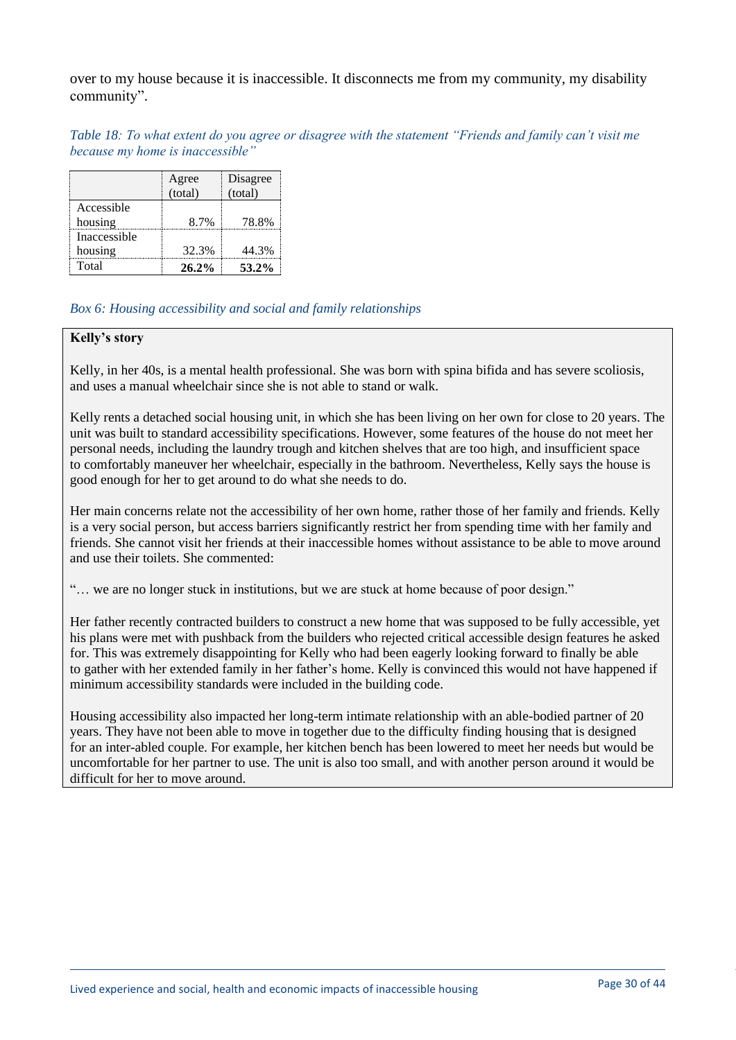over to my house because it is inaccessible. It disconnects me from my community, my disability community".

*Table 18: To what extent do you agree or disagree with the statement "Friends and family can't visit me because my home is inaccessible"*

| | Agree (total) | Disagree (total) |
|---|---|---|
| Accessible housing | 8.7% | 78.8% |
| Inaccessible housing | 32.3% | 44.3% |
| Total | **26.2%** | **53.2%** |

*Box 6: Housing accessibility and social and family relationships*

**Kelly's story**

Kelly, in her 40s, is a mental health professional. She was born with spina bifida and has severe scoliosis, and uses a manual wheelchair since she is not able to stand or walk.

Kelly rents a detached social housing unit, in which she has been living on her own for close to 20 years. The unit was built to standard accessibility specifications. However, some features of the house do not meet her personal needs, including the laundry trough and kitchen shelves that are too high, and insufficient space to comfortably maneuver her wheelchair, especially in the bathroom. Nevertheless, Kelly says the house is good enough for her to get around to do what she needs to do.

Her main concerns relate not the accessibility of her own home, rather those of her family and friends. Kelly is a very social person, but access barriers significantly restrict her from spending time with her family and friends. She cannot visit her friends at their inaccessible homes without assistance to be able to move around and use their toilets. She commented:

"… we are no longer stuck in institutions, but we are stuck at home because of poor design."

Her father recently contracted builders to construct a new home that was supposed to be fully accessible, yet his plans were met with pushback from the builders who rejected critical accessible design features he asked for. This was extremely disappointing for Kelly who had been eagerly looking forward to finally be able to gather with her extended family in her father's home. Kelly is convinced this would not have happened if minimum accessibility standards were included in the building code.

Housing accessibility also impacted her long-term intimate relationship with an able-bodied partner of 20 years. They have not been able to move in together due to the difficulty finding housing that is designed for an inter-abled couple. For example, her kitchen bench has been lowered to meet her needs but would be uncomfortable for her partner to use. The unit is also too small, and with another person around it would be difficult for her to move around.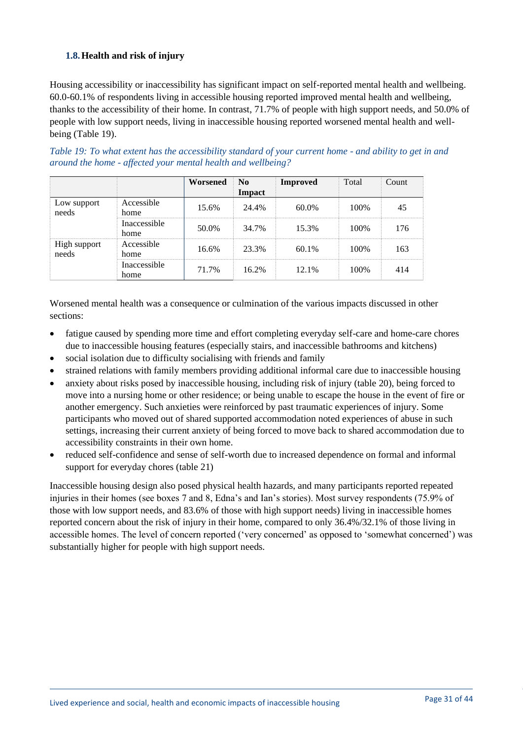### 1.8. Health and risk of injury

Housing accessibility or inaccessibility has significant impact on self-reported mental health and wellbeing. 60.0-60.1% of respondents living in accessible housing reported improved mental health and wellbeing, thanks to the accessibility of their home. In contrast, 71.7% of people with high support needs, and 50.0% of people with low support needs, living in inaccessible housing reported worsened mental health and well-being (Table 19).

*Table 19: To what extent has the accessibility standard of your current home - and ability to get in and around the home - affected your mental health and wellbeing?*

| | | Worsened | No Impact | Improved | Total | Count |
|---|---|---|---|---|---|---|
| Low support needs | Accessible home | 15.6% | 24.4% | 60.0% | 100% | 45 |
| | Inaccessible home | 50.0% | 34.7% | 15.3% | 100% | 176 |
| High support needs | Accessible home | 16.6% | 23.3% | 60.1% | 100% | 163 |
| | Inaccessible home | 71.7% | 16.2% | 12.1% | 100% | 414 |

Worsened mental health was a consequence or culmination of the various impacts discussed in other sections:

- fatigue caused by spending more time and effort completing everyday self-care and home-care chores due to inaccessible housing features (especially stairs, and inaccessible bathrooms and kitchens)
- social isolation due to difficulty socialising with friends and family
- strained relations with family members providing additional informal care due to inaccessible housing
- anxiety about risks posed by inaccessible housing, including risk of injury (table 20), being forced to move into a nursing home or other residence; or being unable to escape the house in the event of fire or another emergency. Such anxieties were reinforced by past traumatic experiences of injury. Some participants who moved out of shared supported accommodation noted experiences of abuse in such settings, increasing their current anxiety of being forced to move back to shared accommodation due to accessibility constraints in their own home.
- reduced self-confidence and sense of self-worth due to increased dependence on formal and informal support for everyday chores (table 21)

Inaccessible housing design also posed physical health hazards, and many participants reported repeated injuries in their homes (see boxes 7 and 8, Edna's and Ian's stories). Most survey respondents (75.9% of those with low support needs, and 83.6% of those with high support needs) living in inaccessible homes reported concern about the risk of injury in their home, compared to only 36.4%/32.1% of those living in accessible homes. The level of concern reported ('very concerned' as opposed to 'somewhat concerned') was substantially higher for people with high support needs.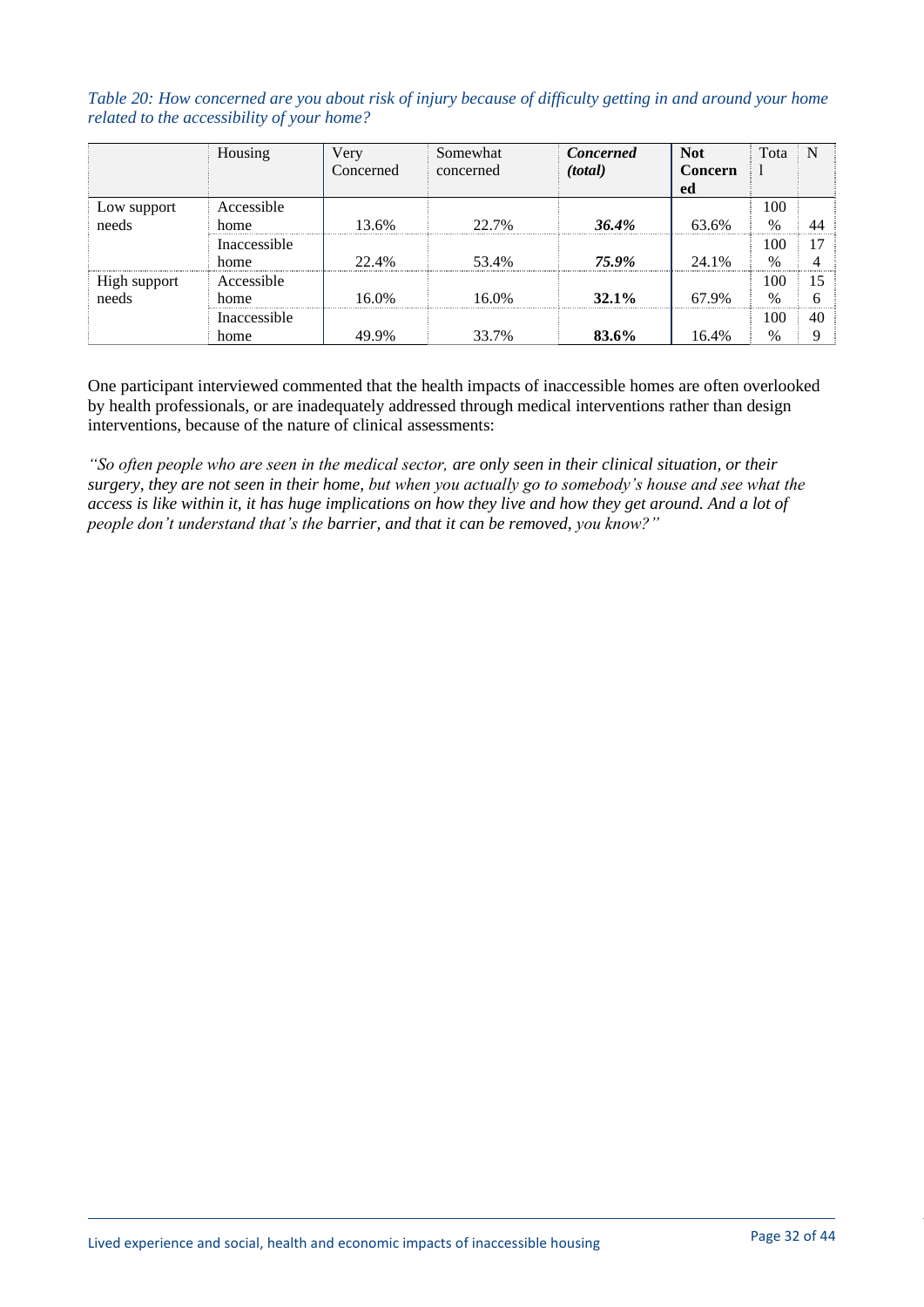*Table 20: How concerned are you about risk of injury because of difficulty getting in and around your home related to the accessibility of your home?*

| | Housing | Very Concerned | Somewhat concerned | ***Concerned (total)*** | **Not Concerned** | Total | N |
|---|---|---|---|---|---|---|---|
| Low support needs | Accessible home | 13.6% | 22.7% | ***36.4%*** | 63.6% | 100 % | 44 |
| | Inaccessible home | 22.4% | 53.4% | ***75.9%*** | 24.1% | 100 % | 174 |
| High support needs | Accessible home | 16.0% | 16.0% | **32.1%** | 67.9% | 100 % | 156 |
| | Inaccessible home | 49.9% | 33.7% | **83.6%** | 16.4% | 100 % | 409 |

One participant interviewed commented that the health impacts of inaccessible homes are often overlooked by health professionals, or are inadequately addressed through medical interventions rather than design interventions, because of the nature of clinical assessments:

*"So often people who are seen in the medical sector, are only seen in their clinical situation, or their surgery, they are not seen in their home, but when you actually go to somebody's house and see what the access is like within it, it has huge implications on how they live and how they get around. And a lot of people don't understand that's the barrier, and that it can be removed, you know?"*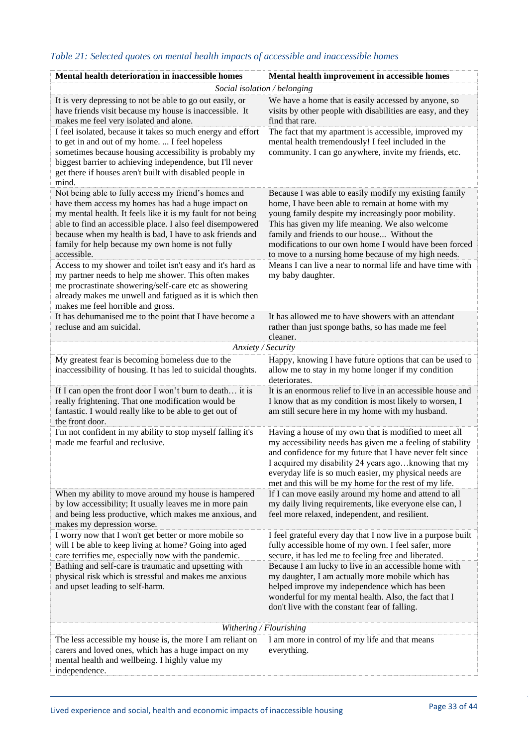*Table 21: Selected quotes on mental health impacts of accessible and inaccessible homes*

| Mental health deterioration in inaccessible homes | Mental health improvement in accessible homes |
|---|---|
| *Social isolation / belonging* | |
| It is very depressing to not be able to go out easily, or have friends visit because my house is inaccessible. It makes me feel very isolated and alone. | We have a home that is easily accessed by anyone, so visits by other people with disabilities are easy, and they find that rare. |
| I feel isolated, because it takes so much energy and effort to get in and out of my home. ... I feel hopeless sometimes because housing accessibility is probably my biggest barrier to achieving independence, but I'll never get there if houses aren't built with disabled people in mind. | The fact that my apartment is accessible, improved my mental health tremendously! I feel included in the community. I can go anywhere, invite my friends, etc. |
| Not being able to fully access my friend's homes and have them access my homes has had a huge impact on my mental health. It feels like it is my fault for not being able to find an accessible place. I also feel disempowered because when my health is bad, I have to ask friends and family for help because my own home is not fully accessible. | Because I was able to easily modify my existing family home, I have been able to remain at home with my young family despite my increasingly poor mobility. This has given my life meaning. We also welcome family and friends to our house... Without the modifications to our own home I would have been forced to move to a nursing home because of my high needs. |
| Access to my shower and toilet isn't easy and it's hard as my partner needs to help me shower. This often makes me procrastinate showering/self-care etc as showering already makes me unwell and fatigued as it is which then makes me feel horrible and gross. | Means I can live a near to normal life and have time with my baby daughter. |
| It has dehumanised me to the point that I have become a recluse and am suicidal. | It has allowed me to have showers with an attendant rather than just sponge baths, so has made me feel cleaner. |
| *Anxiety / Security* | |
| My greatest fear is becoming homeless due to the inaccessibility of housing. It has led to suicidal thoughts. | Happy, knowing I have future options that can be used to allow me to stay in my home longer if my condition deteriorates. |
| If I can open the front door I won't burn to death… it is really frightening. That one modification would be fantastic. I would really like to be able to get out of the front door. | It is an enormous relief to live in an accessible house and I know that as my condition is most likely to worsen, I am still secure here in my home with my husband. |
| I'm not confident in my ability to stop myself falling it's made me fearful and reclusive. | Having a house of my own that is modified to meet all my accessibility needs has given me a feeling of stability and confidence for my future that I have never felt since I acquired my disability 24 years ago…knowing that my everyday life is so much easier, my physical needs are met and this will be my home for the rest of my life. |
| When my ability to move around my house is hampered by low accessibility; It usually leaves me in more pain and being less productive, which makes me anxious, and makes my depression worse. | If I can move easily around my home and attend to all my daily living requirements, like everyone else can, I feel more relaxed, independent, and resilient. |
| I worry now that I won't get better or more mobile so will I be able to keep living at home? Going into aged care terrifies me, especially now with the pandemic. | I feel grateful every day that I now live in a purpose built fully accessible home of my own. I feel safer, more secure, it has led me to feeling free and liberated. |
| Bathing and self-care is traumatic and upsetting with physical risk which is stressful and makes me anxious and upset leading to self-harm. | Because I am lucky to live in an accessible home with my daughter, I am actually more mobile which has helped improve my independence which has been wonderful for my mental health. Also, the fact that I don't live with the constant fear of falling. |
| *Withering / Flourishing* | |
| The less accessible my house is, the more I am reliant on carers and loved ones, which has a huge impact on my mental health and wellbeing. I highly value my independence. | I am more in control of my life and that means everything. |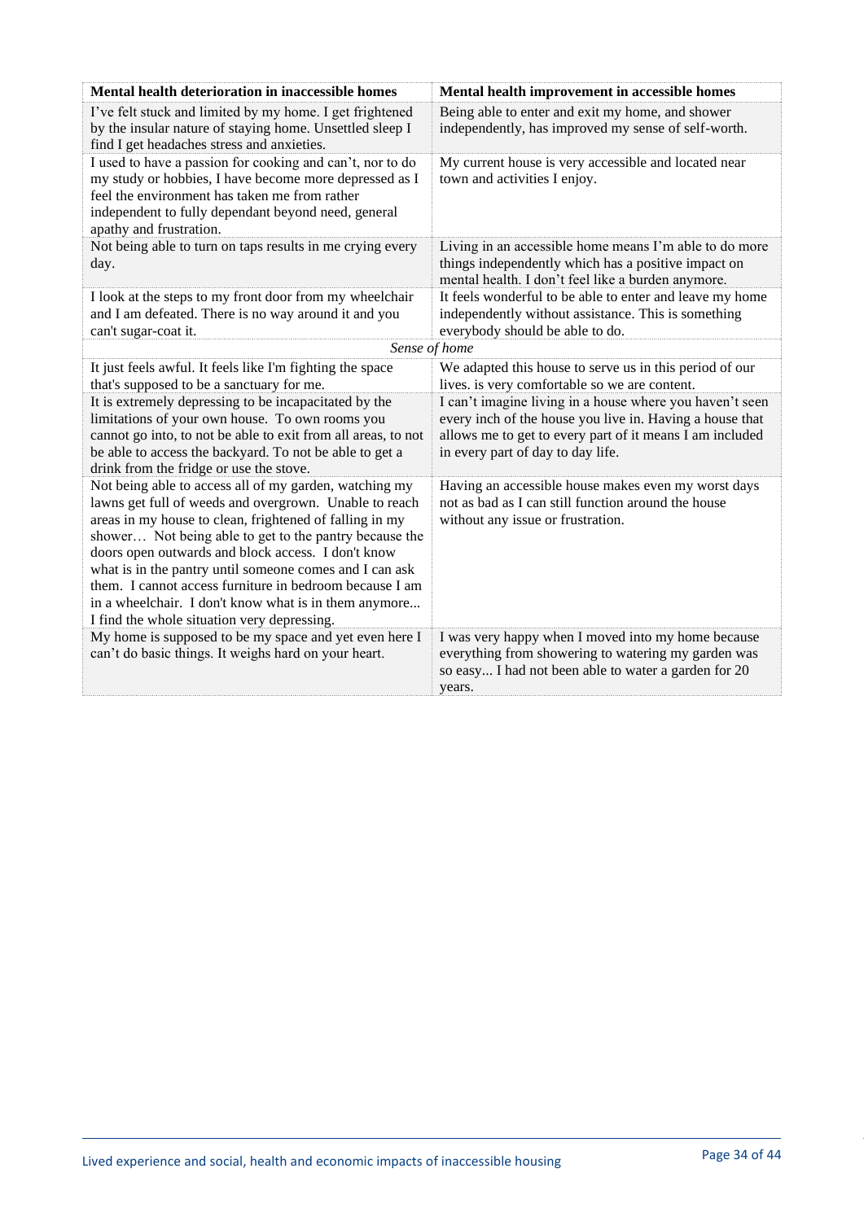| Mental health deterioration in inaccessible homes | Mental health improvement in accessible homes |
|---|---|
| I've felt stuck and limited by my home. I get frightened by the insular nature of staying home. Unsettled sleep I find I get headaches stress and anxieties. | Being able to enter and exit my home, and shower independently, has improved my sense of self-worth. |
| I used to have a passion for cooking and can't, nor to do my study or hobbies, I have become more depressed as I feel the environment has taken me from rather independent to fully dependant beyond need, general apathy and frustration. | My current house is very accessible and located near town and activities I enjoy. |
| Not being able to turn on taps results in me crying every day. | Living in an accessible home means I'm able to do more things independently which has a positive impact on mental health. I don't feel like a burden anymore. |
| I look at the steps to my front door from my wheelchair and I am defeated. There is no way around it and you can't sugar-coat it. | It feels wonderful to be able to enter and leave my home independently without assistance. This is something everybody should be able to do. |
| *Sense of home* | |
| It just feels awful. It feels like I'm fighting the space that's supposed to be a sanctuary for me. | We adapted this house to serve us in this period of our lives. is very comfortable so we are content. |
| It is extremely depressing to be incapacitated by the limitations of your own house. To own rooms you cannot go into, to not be able to exit from all areas, to not be able to access the backyard. To not be able to get a drink from the fridge or use the stove. | I can't imagine living in a house where you haven't seen every inch of the house you live in. Having a house that allows me to get to every part of it means I am included in every part of day to day life. |
| Not being able to access all of my garden, watching my lawns get full of weeds and overgrown. Unable to reach areas in my house to clean, frightened of falling in my shower… Not being able to get to the pantry because the doors open outwards and block access. I don't know what is in the pantry until someone comes and I can ask them. I cannot access furniture in bedroom because I am in a wheelchair. I don't know what is in them anymore... I find the whole situation very depressing. | Having an accessible house makes even my worst days not as bad as I can still function around the house without any issue or frustration. |
| My home is supposed to be my space and yet even here I can't do basic things. It weighs hard on your heart. | I was very happy when I moved into my home because everything from showering to watering my garden was so easy... I had not been able to water a garden for 20 years. |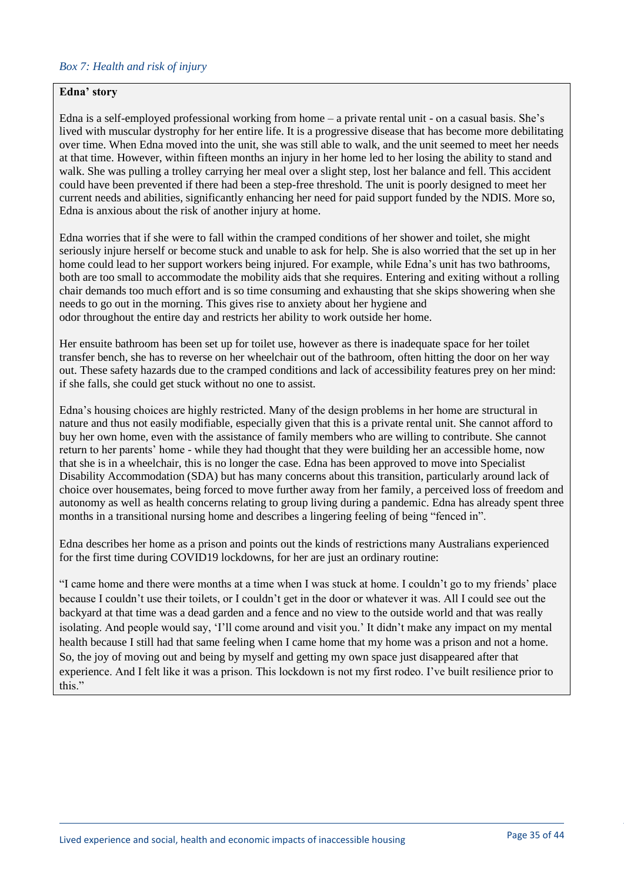*Box 7: Health and risk of injury*

**Edna' story**

Edna is a self-employed professional working from home – a private rental unit - on a casual basis. She's lived with muscular dystrophy for her entire life. It is a progressive disease that has become more debilitating over time. When Edna moved into the unit, she was still able to walk, and the unit seemed to meet her needs at that time. However, within fifteen months an injury in her home led to her losing the ability to stand and walk. She was pulling a trolley carrying her meal over a slight step, lost her balance and fell. This accident could have been prevented if there had been a step-free threshold. The unit is poorly designed to meet her current needs and abilities, significantly enhancing her need for paid support funded by the NDIS. More so, Edna is anxious about the risk of another injury at home.

Edna worries that if she were to fall within the cramped conditions of her shower and toilet, she might seriously injure herself or become stuck and unable to ask for help. She is also worried that the set up in her home could lead to her support workers being injured. For example, while Edna's unit has two bathrooms, both are too small to accommodate the mobility aids that she requires. Entering and exiting without a rolling chair demands too much effort and is so time consuming and exhausting that she skips showering when she needs to go out in the morning. This gives rise to anxiety about her hygiene and odor throughout the entire day and restricts her ability to work outside her home.

Her ensuite bathroom has been set up for toilet use, however as there is inadequate space for her toilet transfer bench, she has to reverse on her wheelchair out of the bathroom, often hitting the door on her way out. These safety hazards due to the cramped conditions and lack of accessibility features prey on her mind: if she falls, she could get stuck without no one to assist.

Edna's housing choices are highly restricted. Many of the design problems in her home are structural in nature and thus not easily modifiable, especially given that this is a private rental unit. She cannot afford to buy her own home, even with the assistance of family members who are willing to contribute. She cannot return to her parents' home - while they had thought that they were building her an accessible home, now that she is in a wheelchair, this is no longer the case. Edna has been approved to move into Specialist Disability Accommodation (SDA) but has many concerns about this transition, particularly around lack of choice over housemates, being forced to move further away from her family, a perceived loss of freedom and autonomy as well as health concerns relating to group living during a pandemic. Edna has already spent three months in a transitional nursing home and describes a lingering feeling of being "fenced in".

Edna describes her home as a prison and points out the kinds of restrictions many Australians experienced for the first time during COVID19 lockdowns, for her are just an ordinary routine:

"I came home and there were months at a time when I was stuck at home. I couldn't go to my friends' place because I couldn't use their toilets, or I couldn't get in the door or whatever it was. All I could see out the backyard at that time was a dead garden and a fence and no view to the outside world and that was really isolating. And people would say, 'I'll come around and visit you.' It didn't make any impact on my mental health because I still had that same feeling when I came home that my home was a prison and not a home. So, the joy of moving out and being by myself and getting my own space just disappeared after that experience. And I felt like it was a prison. This lockdown is not my first rodeo. I've built resilience prior to this."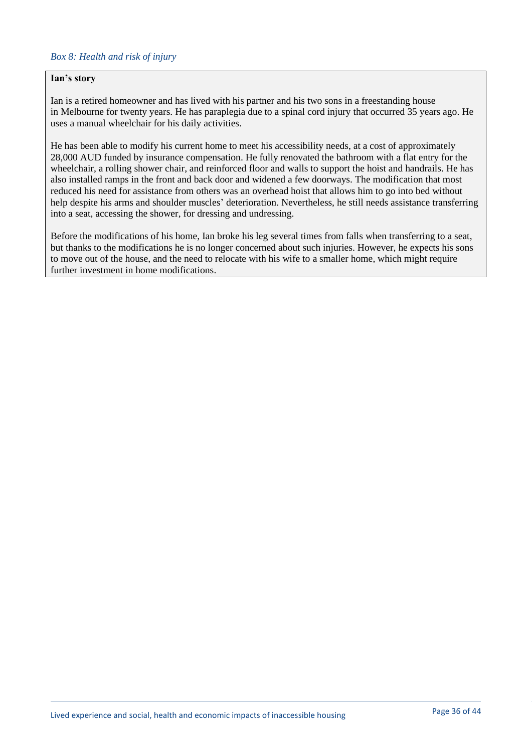*Box 8: Health and risk of injury*

**Ian's story**

Ian is a retired homeowner and has lived with his partner and his two sons in a freestanding house in Melbourne for twenty years. He has paraplegia due to a spinal cord injury that occurred 35 years ago. He uses a manual wheelchair for his daily activities.

He has been able to modify his current home to meet his accessibility needs, at a cost of approximately 28,000 AUD funded by insurance compensation. He fully renovated the bathroom with a flat entry for the wheelchair, a rolling shower chair, and reinforced floor and walls to support the hoist and handrails. He has also installed ramps in the front and back door and widened a few doorways. The modification that most reduced his need for assistance from others was an overhead hoist that allows him to go into bed without help despite his arms and shoulder muscles' deterioration. Nevertheless, he still needs assistance transferring into a seat, accessing the shower, for dressing and undressing.

Before the modifications of his home, Ian broke his leg several times from falls when transferring to a seat, but thanks to the modifications he is no longer concerned about such injuries. However, he expects his sons to move out of the house, and the need to relocate with his wife to a smaller home, which might require further investment in home modifications.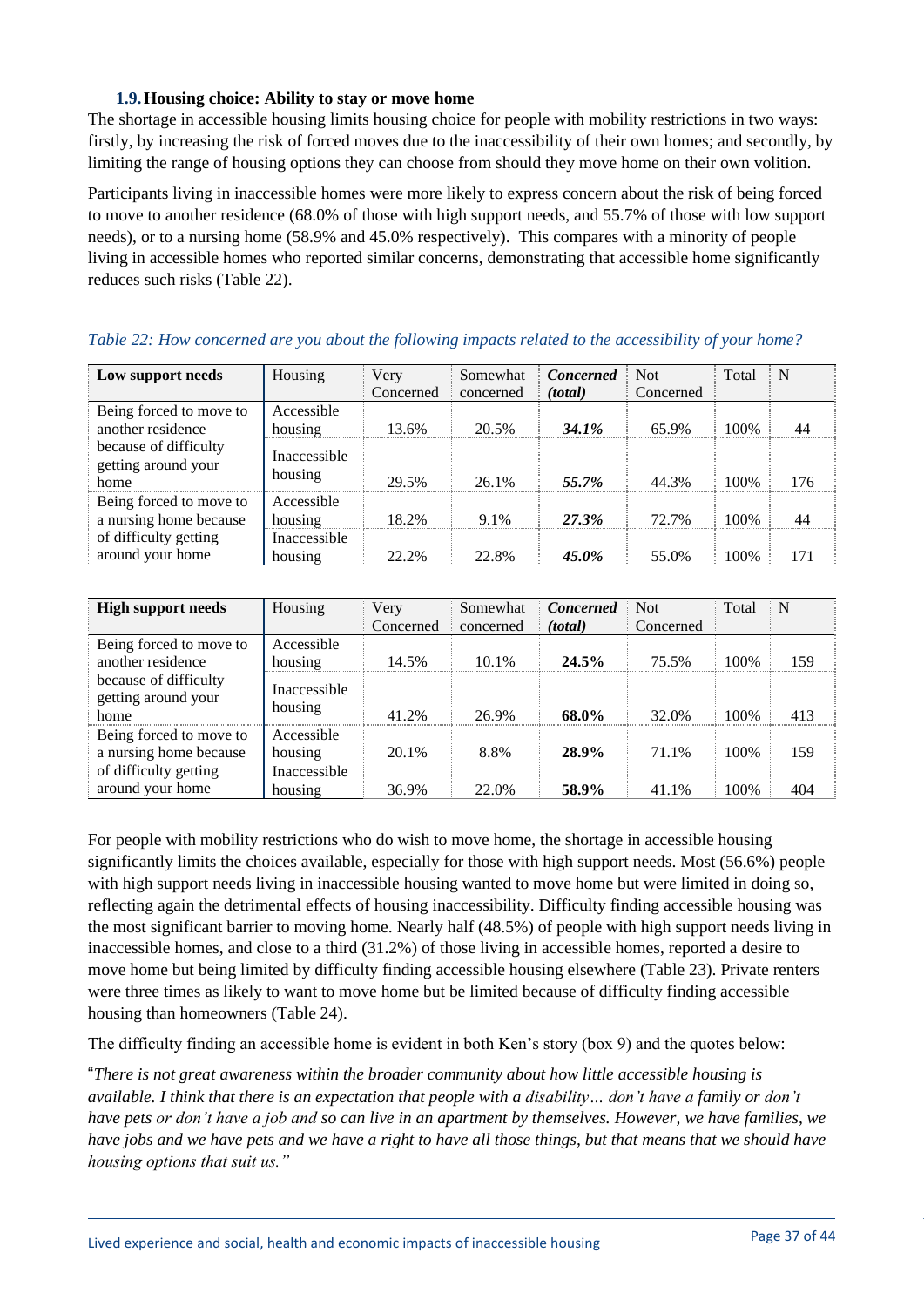### 1.9. Housing choice: Ability to stay or move home

The shortage in accessible housing limits housing choice for people with mobility restrictions in two ways: firstly, by increasing the risk of forced moves due to the inaccessibility of their own homes; and secondly, by limiting the range of housing options they can choose from should they move home on their own volition.

Participants living in inaccessible homes were more likely to express concern about the risk of being forced to move to another residence (68.0% of those with high support needs, and 55.7% of those with low support needs), or to a nursing home (58.9% and 45.0% respectively). This compares with a minority of people living in accessible homes who reported similar concerns, demonstrating that accessible home significantly reduces such risks (Table 22).

*Table 22: How concerned are you about the following impacts related to the accessibility of your home?*

| **Low support needs** | Housing | Very Concerned | Somewhat concerned | ***Concerned (total)*** | Not Concerned | Total | N |
|---|---|---|---|---|---|---|---|
| Being forced to move to another residence because of difficulty getting around your home | Accessible housing | 13.6% | 20.5% | ***34.1%*** | 65.9% | 100% | 44 |
| | Inaccessible housing | 29.5% | 26.1% | ***55.7%*** | 44.3% | 100% | 176 |
| Being forced to move to a nursing home because of difficulty getting around your home | Accessible housing | 18.2% | 9.1% | ***27.3%*** | 72.7% | 100% | 44 |
| | Inaccessible housing | 22.2% | 22.8% | ***45.0%*** | 55.0% | 100% | 171 |

| **High support needs** | Housing | Very Concerned | Somewhat concerned | ***Concerned (total)*** | Not Concerned | Total | N |
|---|---|---|---|---|---|---|---|
| Being forced to move to another residence because of difficulty getting around your home | Accessible housing | 14.5% | 10.1% | **24.5%** | 75.5% | 100% | 159 |
| | Inaccessible housing | 41.2% | 26.9% | **68.0%** | 32.0% | 100% | 413 |
| Being forced to move to a nursing home because of difficulty getting around your home | Accessible housing | 20.1% | 8.8% | **28.9%** | 71.1% | 100% | 159 |
| | Inaccessible housing | 36.9% | 22.0% | **58.9%** | 41.1% | 100% | 404 |

For people with mobility restrictions who do wish to move home, the shortage in accessible housing significantly limits the choices available, especially for those with high support needs. Most (56.6%) people with high support needs living in inaccessible housing wanted to move home but were limited in doing so, reflecting again the detrimental effects of housing inaccessibility. Difficulty finding accessible housing was the most significant barrier to moving home. Nearly half (48.5%) of people with high support needs living in inaccessible homes, and close to a third (31.2%) of those living in accessible homes, reported a desire to move home but being limited by difficulty finding accessible housing elsewhere (Table 23). Private renters were three times as likely to want to move home but be limited because of difficulty finding accessible housing than homeowners (Table 24).

The difficulty finding an accessible home is evident in both Ken's story (box 9) and the quotes below:

"*There is not great awareness within the broader community about how little accessible housing is available. I think that there is an expectation that people with a disability… don't have a family or don't have pets or don't have a job and so can live in an apartment by themselves. However, we have families, we have jobs and we have pets and we have a right to have all those things, but that means that we should have housing options that suit us."*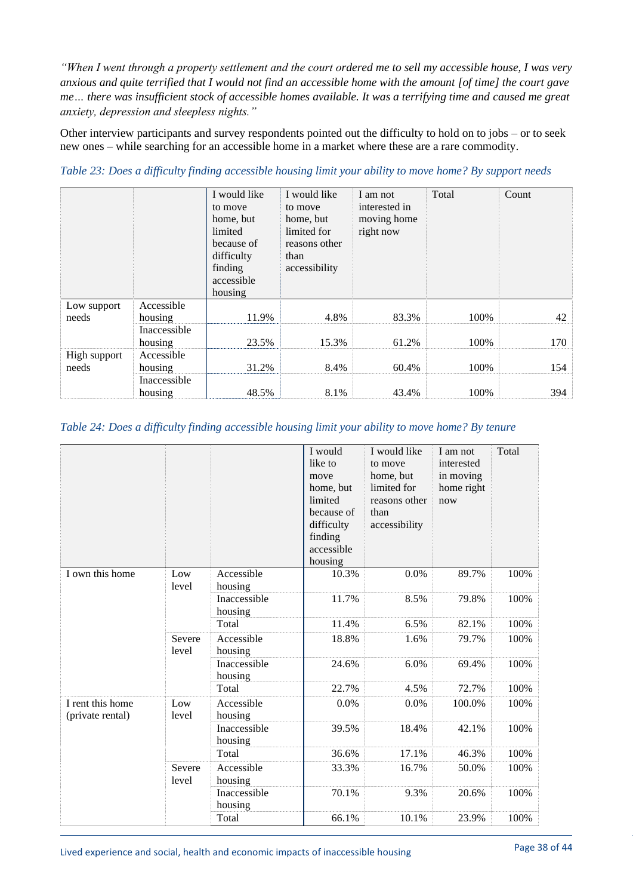*"When I went through a property settlement and the court ordered me to sell my accessible house, I was very anxious and quite terrified that I would not find an accessible home with the amount [of time] the court gave me… there was insufficient stock of accessible homes available. It was a terrifying time and caused me great anxiety, depression and sleepless nights."*

Other interview participants and survey respondents pointed out the difficulty to hold on to jobs – or to seek new ones – while searching for an accessible home in a market where these are a rare commodity.

*Table 23: Does a difficulty finding accessible housing limit your ability to move home? By support needs*

| | | I would like to move home, but limited because of difficulty finding accessible housing | I would like to move home, but limited for reasons other than accessibility | I am not interested in moving home right now | Total | Count |
|---|---|---|---|---|---|---|
| Low support needs | Accessible housing | 11.9% | 4.8% | 83.3% | 100% | 42 |
| | Inaccessible housing | 23.5% | 15.3% | 61.2% | 100% | 170 |
| High support needs | Accessible housing | 31.2% | 8.4% | 60.4% | 100% | 154 |
| | Inaccessible housing | 48.5% | 8.1% | 43.4% | 100% | 394 |

*Table 24: Does a difficulty finding accessible housing limit your ability to move home? By tenure*

| | | | I would like to move home, but limited because of difficulty finding accessible housing | I would like to move home, but limited for reasons other than accessibility | I am not interested in moving home right now | Total |
|---|---|---|---|---|---|---|
| I own this home | Low level | Accessible housing | 10.3% | 0.0% | 89.7% | 100% |
| | | Inaccessible housing | 11.7% | 8.5% | 79.8% | 100% |
| | | Total | 11.4% | 6.5% | 82.1% | 100% |
| | Severe level | Accessible housing | 18.8% | 1.6% | 79.7% | 100% |
| | | Inaccessible housing | 24.6% | 6.0% | 69.4% | 100% |
| | | Total | 22.7% | 4.5% | 72.7% | 100% |
| I rent this home (private rental) | Low level | Accessible housing | 0.0% | 0.0% | 100.0% | 100% |
| | | Inaccessible housing | 39.5% | 18.4% | 42.1% | 100% |
| | | Total | 36.6% | 17.1% | 46.3% | 100% |
| | Severe level | Accessible housing | 33.3% | 16.7% | 50.0% | 100% |
| | | Inaccessible housing | 70.1% | 9.3% | 20.6% | 100% |
| | | Total | 66.1% | 10.1% | 23.9% | 100% |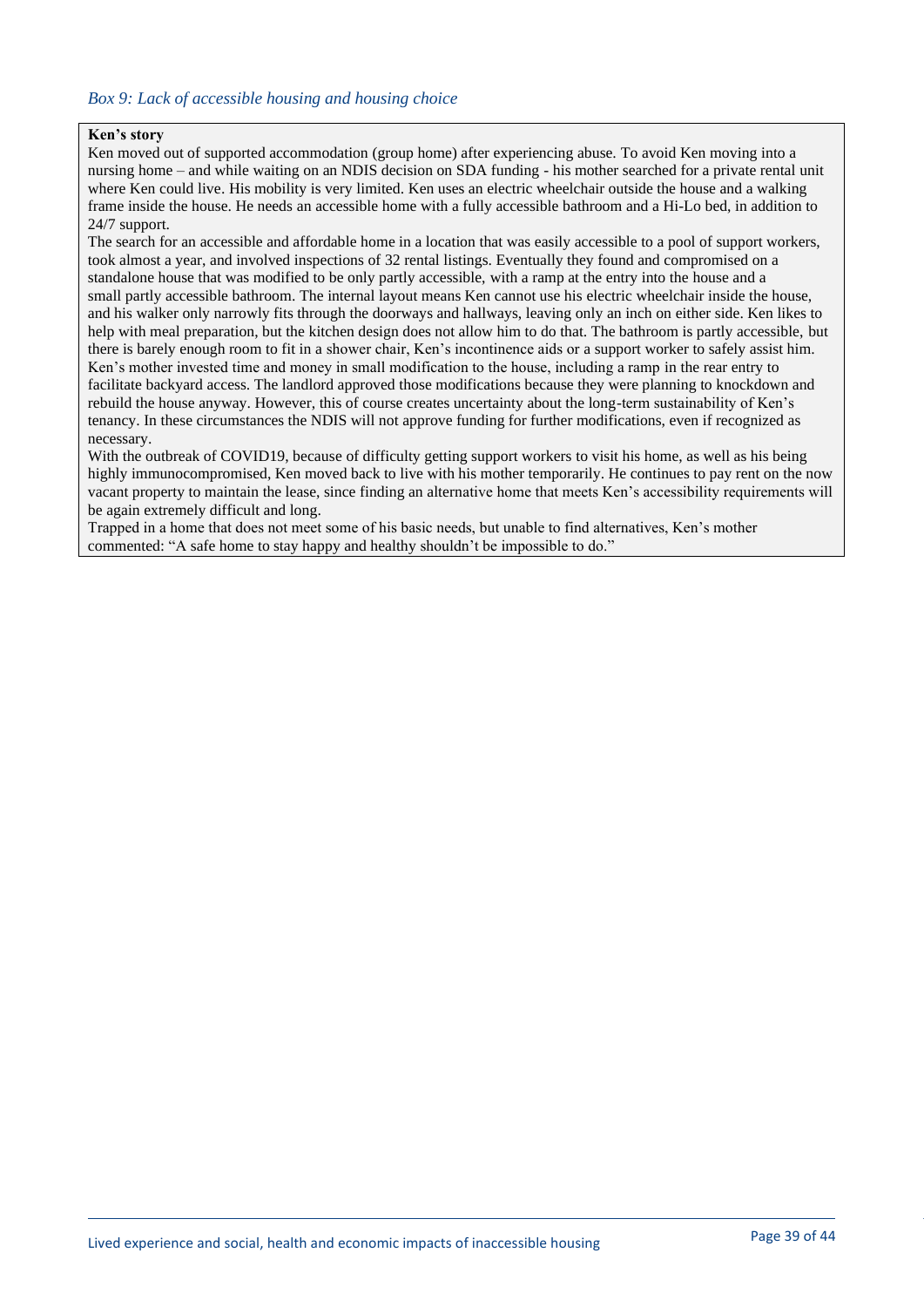*Box 9: Lack of accessible housing and housing choice*

**Ken's story**

Ken moved out of supported accommodation (group home) after experiencing abuse. To avoid Ken moving into a nursing home – and while waiting on an NDIS decision on SDA funding - his mother searched for a private rental unit where Ken could live. His mobility is very limited. Ken uses an electric wheelchair outside the house and a walking frame inside the house. He needs an accessible home with a fully accessible bathroom and a Hi-Lo bed, in addition to 24/7 support.

The search for an accessible and affordable home in a location that was easily accessible to a pool of support workers, took almost a year, and involved inspections of 32 rental listings. Eventually they found and compromised on a standalone house that was modified to be only partly accessible, with a ramp at the entry into the house and a small partly accessible bathroom. The internal layout means Ken cannot use his electric wheelchair inside the house, and his walker only narrowly fits through the doorways and hallways, leaving only an inch on either side. Ken likes to help with meal preparation, but the kitchen design does not allow him to do that. The bathroom is partly accessible, but there is barely enough room to fit in a shower chair, Ken's incontinence aids or a support worker to safely assist him. Ken's mother invested time and money in small modification to the house, including a ramp in the rear entry to facilitate backyard access. The landlord approved those modifications because they were planning to knockdown and rebuild the house anyway. However, this of course creates uncertainty about the long-term sustainability of Ken's tenancy. In these circumstances the NDIS will not approve funding for further modifications, even if recognized as necessary.

With the outbreak of COVID19, because of difficulty getting support workers to visit his home, as well as his being highly immunocompromised, Ken moved back to live with his mother temporarily. He continues to pay rent on the now vacant property to maintain the lease, since finding an alternative home that meets Ken's accessibility requirements will be again extremely difficult and long.

Trapped in a home that does not meet some of his basic needs, but unable to find alternatives, Ken's mother commented: "A safe home to stay happy and healthy shouldn't be impossible to do."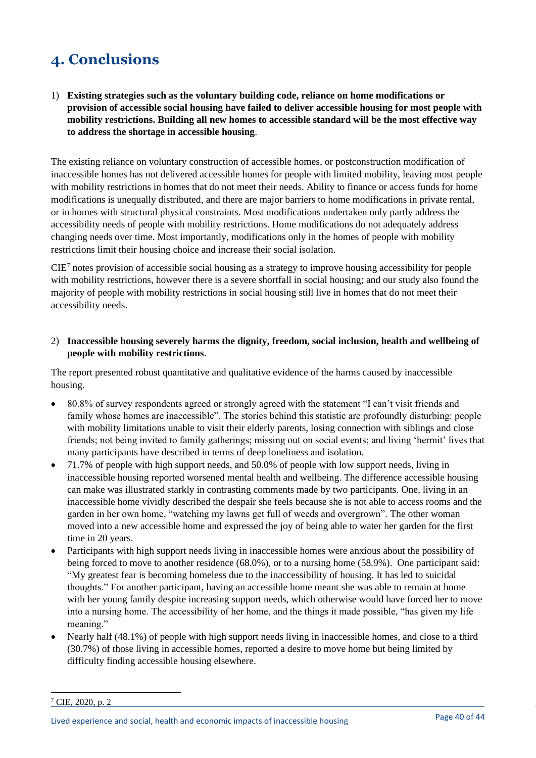# 4. Conclusions

1) **Existing strategies such as the voluntary building code, reliance on home modifications or provision of accessible social housing have failed to deliver accessible housing for most people with mobility restrictions. Building all new homes to accessible standard will be the most effective way to address the shortage in accessible housing**.

The existing reliance on voluntary construction of accessible homes, or postconstruction modification of inaccessible homes has not delivered accessible homes for people with limited mobility, leaving most people with mobility restrictions in homes that do not meet their needs. Ability to finance or access funds for home modifications is unequally distributed, and there are major barriers to home modifications in private rental, or in homes with structural physical constraints. Most modifications undertaken only partly address the accessibility needs of people with mobility restrictions. Home modifications do not adequately address changing needs over time. Most importantly, modifications only in the homes of people with mobility restrictions limit their housing choice and increase their social isolation.

CIE[7] notes provision of accessible social housing as a strategy to improve housing accessibility for people with mobility restrictions, however there is a severe shortfall in social housing; and our study also found the majority of people with mobility restrictions in social housing still live in homes that do not meet their accessibility needs.

2) **Inaccessible housing severely harms the dignity, freedom, social inclusion, health and wellbeing of people with mobility restrictions**.

The report presented robust quantitative and qualitative evidence of the harms caused by inaccessible housing.

- 80.8% of survey respondents agreed or strongly agreed with the statement "I can't visit friends and family whose homes are inaccessible". The stories behind this statistic are profoundly disturbing: people with mobility limitations unable to visit their elderly parents, losing connection with siblings and close friends; not being invited to family gatherings; missing out on social events; and living 'hermit' lives that many participants have described in terms of deep loneliness and isolation.
- 71.7% of people with high support needs, and 50.0% of people with low support needs, living in inaccessible housing reported worsened mental health and wellbeing. The difference accessible housing can make was illustrated starkly in contrasting comments made by two participants. One, living in an inaccessible home vividly described the despair she feels because she is not able to access rooms and the garden in her own home, "watching my lawns get full of weeds and overgrown". The other woman moved into a new accessible home and expressed the joy of being able to water her garden for the first time in 20 years.
- Participants with high support needs living in inaccessible homes were anxious about the possibility of being forced to move to another residence (68.0%), or to a nursing home (58.9%). One participant said: "My greatest fear is becoming homeless due to the inaccessibility of housing. It has led to suicidal thoughts." For another participant, having an accessible home meant she was able to remain at home with her young family despite increasing support needs, which otherwise would have forced her to move into a nursing home. The accessibility of her home, and the things it made possible, "has given my life meaning."
- Nearly half (48.1%) of people with high support needs living in inaccessible homes, and close to a third (30.7%) of those living in accessible homes, reported a desire to move home but being limited by difficulty finding accessible housing elsewhere.

[7] CIE, 2020, p. 2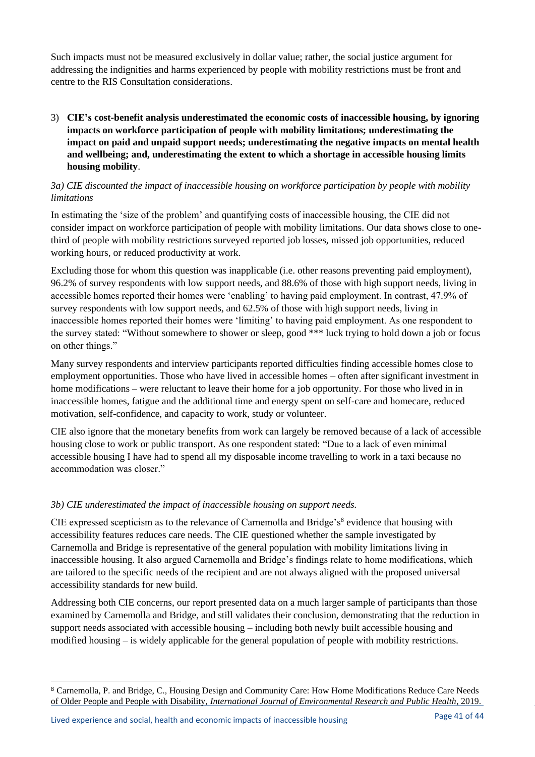Such impacts must not be measured exclusively in dollar value; rather, the social justice argument for addressing the indignities and harms experienced by people with mobility restrictions must be front and centre to the RIS Consultation considerations.

3) **CIE's cost-benefit analysis underestimated the economic costs of inaccessible housing, by ignoring impacts on workforce participation of people with mobility limitations; underestimating the impact on paid and unpaid support needs; underestimating the negative impacts on mental health and wellbeing; and, underestimating the extent to which a shortage in accessible housing limits housing mobility**.

*3a) CIE discounted the impact of inaccessible housing on workforce participation by people with mobility limitations*

In estimating the 'size of the problem' and quantifying costs of inaccessible housing, the CIE did not consider impact on workforce participation of people with mobility limitations. Our data shows close to one-third of people with mobility restrictions surveyed reported job losses, missed job opportunities, reduced working hours, or reduced productivity at work.

Excluding those for whom this question was inapplicable (i.e. other reasons preventing paid employment), 96.2% of survey respondents with low support needs, and 88.6% of those with high support needs, living in accessible homes reported their homes were 'enabling' to having paid employment. In contrast, 47.9% of survey respondents with low support needs, and 62.5% of those with high support needs, living in inaccessible homes reported their homes were 'limiting' to having paid employment. As one respondent to the survey stated: "Without somewhere to shower or sleep, good *** luck trying to hold down a job or focus on other things."

Many survey respondents and interview participants reported difficulties finding accessible homes close to employment opportunities. Those who have lived in accessible homes – often after significant investment in home modifications – were reluctant to leave their home for a job opportunity. For those who lived in in inaccessible homes, fatigue and the additional time and energy spent on self-care and homecare, reduced motivation, self-confidence, and capacity to work, study or volunteer.

CIE also ignore that the monetary benefits from work can largely be removed because of a lack of accessible housing close to work or public transport. As one respondent stated: "Due to a lack of even minimal accessible housing I have had to spend all my disposable income travelling to work in a taxi because no accommodation was closer."

*3b) CIE underestimated the impact of inaccessible housing on support needs.*

CIE expressed scepticism as to the relevance of Carnemolla and Bridge's[8] evidence that housing with accessibility features reduces care needs. The CIE questioned whether the sample investigated by Carnemolla and Bridge is representative of the general population with mobility limitations living in inaccessible housing. It also argued Carnemolla and Bridge's findings relate to home modifications, which are tailored to the specific needs of the recipient and are not always aligned with the proposed universal accessibility standards for new build.

Addressing both CIE concerns, our report presented data on a much larger sample of participants than those examined by Carnemolla and Bridge, and still validates their conclusion, demonstrating that the reduction in support needs associated with accessible housing – including both newly built accessible housing and modified housing – is widely applicable for the general population of people with mobility restrictions.

---

[8] Carnemolla, P. and Bridge, C., Housing Design and Community Care: How Home Modifications Reduce Care Needs of Older People and People with Disability, *International Journal of Environmental Research and Public Health*, 2019.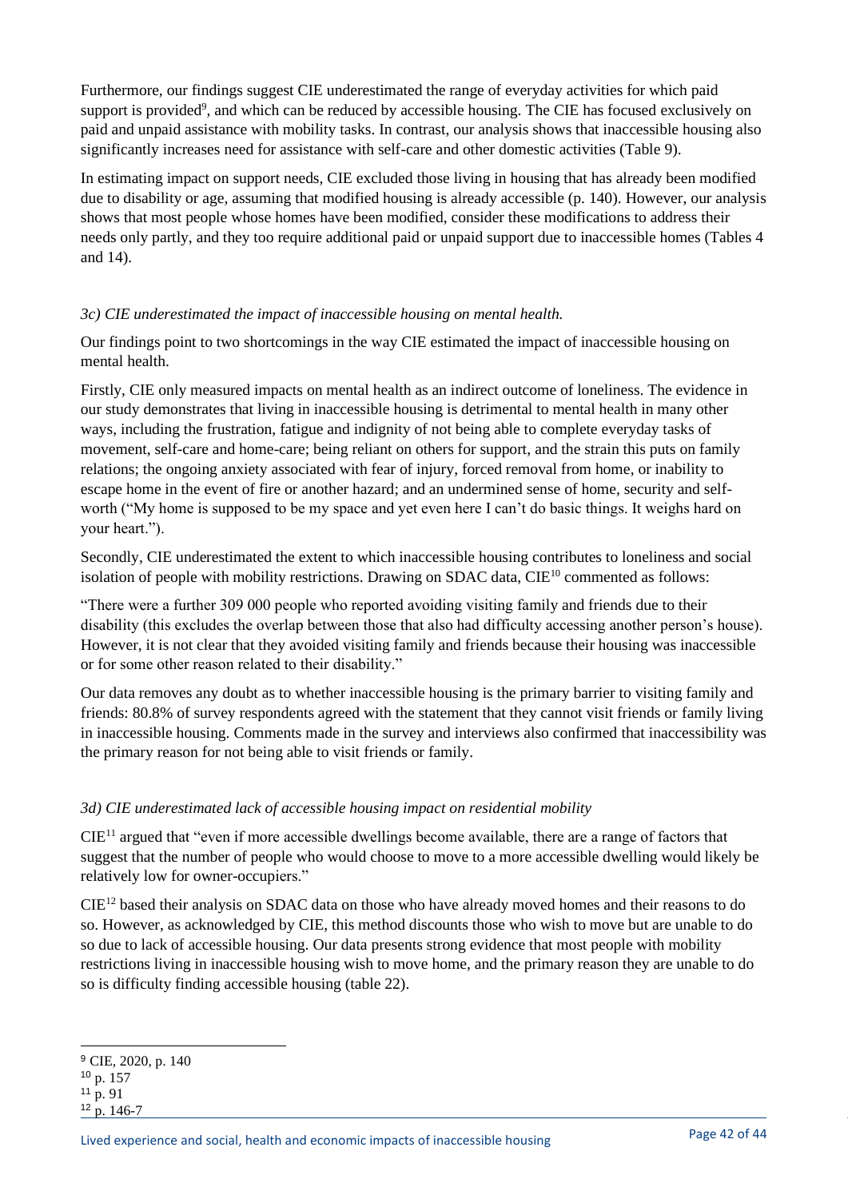Furthermore, our findings suggest CIE underestimated the range of everyday activities for which paid support is provided[9], and which can be reduced by accessible housing. The CIE has focused exclusively on paid and unpaid assistance with mobility tasks. In contrast, our analysis shows that inaccessible housing also significantly increases need for assistance with self-care and other domestic activities (Table 9).

In estimating impact on support needs, CIE excluded those living in housing that has already been modified due to disability or age, assuming that modified housing is already accessible (p. 140). However, our analysis shows that most people whose homes have been modified, consider these modifications to address their needs only partly, and they too require additional paid or unpaid support due to inaccessible homes (Tables 4 and 14).

*3c) CIE underestimated the impact of inaccessible housing on mental health.*

Our findings point to two shortcomings in the way CIE estimated the impact of inaccessible housing on mental health.

Firstly, CIE only measured impacts on mental health as an indirect outcome of loneliness. The evidence in our study demonstrates that living in inaccessible housing is detrimental to mental health in many other ways, including the frustration, fatigue and indignity of not being able to complete everyday tasks of movement, self-care and home-care; being reliant on others for support, and the strain this puts on family relations; the ongoing anxiety associated with fear of injury, forced removal from home, or inability to escape home in the event of fire or another hazard; and an undermined sense of home, security and self-worth ("My home is supposed to be my space and yet even here I can't do basic things. It weighs hard on your heart.").

Secondly, CIE underestimated the extent to which inaccessible housing contributes to loneliness and social isolation of people with mobility restrictions. Drawing on SDAC data, CIE[10] commented as follows:

"There were a further 309 000 people who reported avoiding visiting family and friends due to their disability (this excludes the overlap between those that also had difficulty accessing another person's house). However, it is not clear that they avoided visiting family and friends because their housing was inaccessible or for some other reason related to their disability."

Our data removes any doubt as to whether inaccessible housing is the primary barrier to visiting family and friends: 80.8% of survey respondents agreed with the statement that they cannot visit friends or family living in inaccessible housing. Comments made in the survey and interviews also confirmed that inaccessibility was the primary reason for not being able to visit friends or family.

*3d) CIE underestimated lack of accessible housing impact on residential mobility*

CIE[11] argued that "even if more accessible dwellings become available, there are a range of factors that suggest that the number of people who would choose to move to a more accessible dwelling would likely be relatively low for owner-occupiers."

CIE[12] based their analysis on SDAC data on those who have already moved homes and their reasons to do so. However, as acknowledged by CIE, this method discounts those who wish to move but are unable to do so due to lack of accessible housing. Our data presents strong evidence that most people with mobility restrictions living in inaccessible housing wish to move home, and the primary reason they are unable to do so is difficulty finding accessible housing (table 22).

---

[9] CIE, 2020, p. 140

[10] p. 157

[11] p. 91

[12] p. 146-7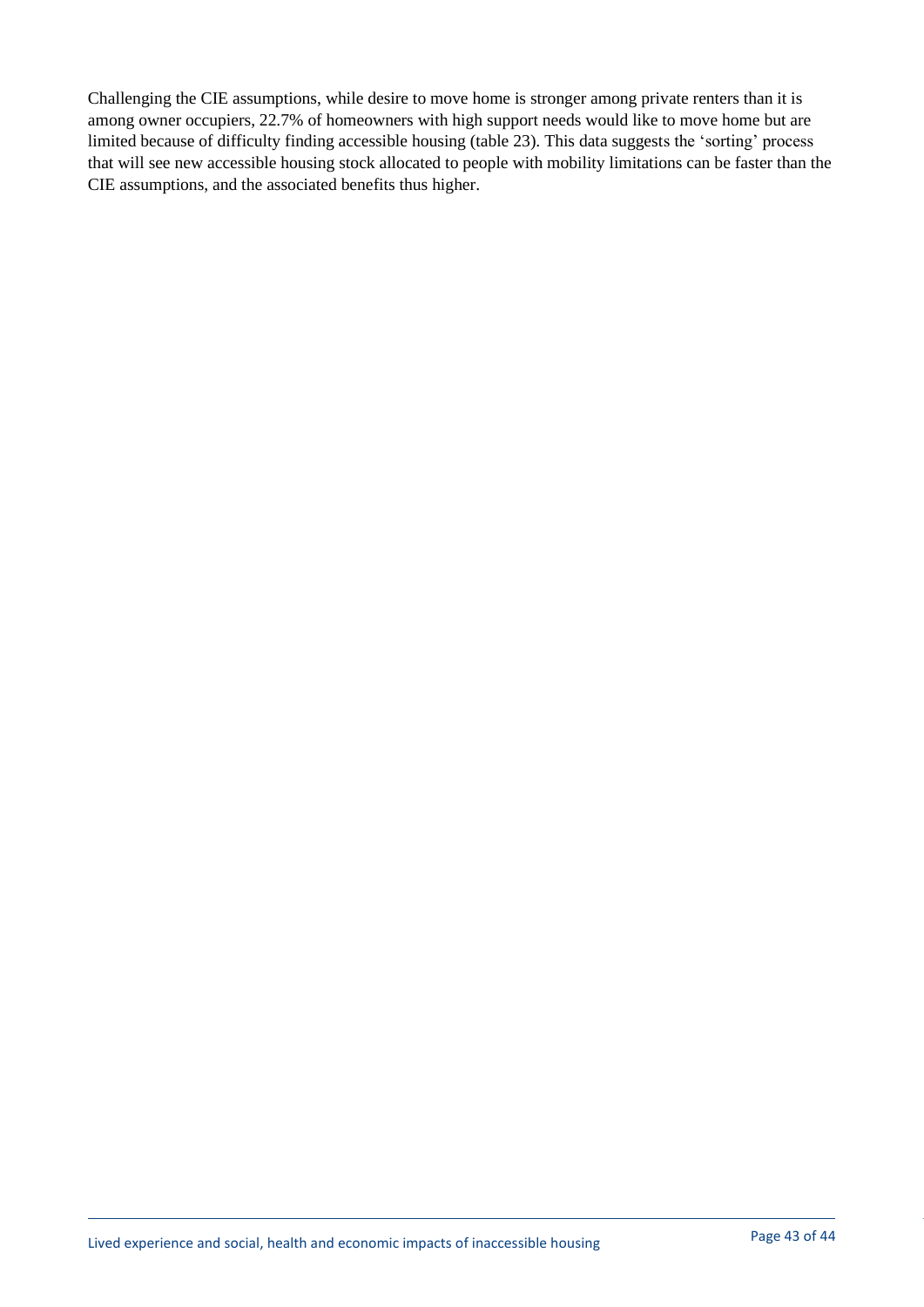Challenging the CIE assumptions, while desire to move home is stronger among private renters than it is among owner occupiers, 22.7% of homeowners with high support needs would like to move home but are limited because of difficulty finding accessible housing (table 23). This data suggests the 'sorting' process that will see new accessible housing stock allocated to people with mobility limitations can be faster than the CIE assumptions, and the associated benefits thus higher.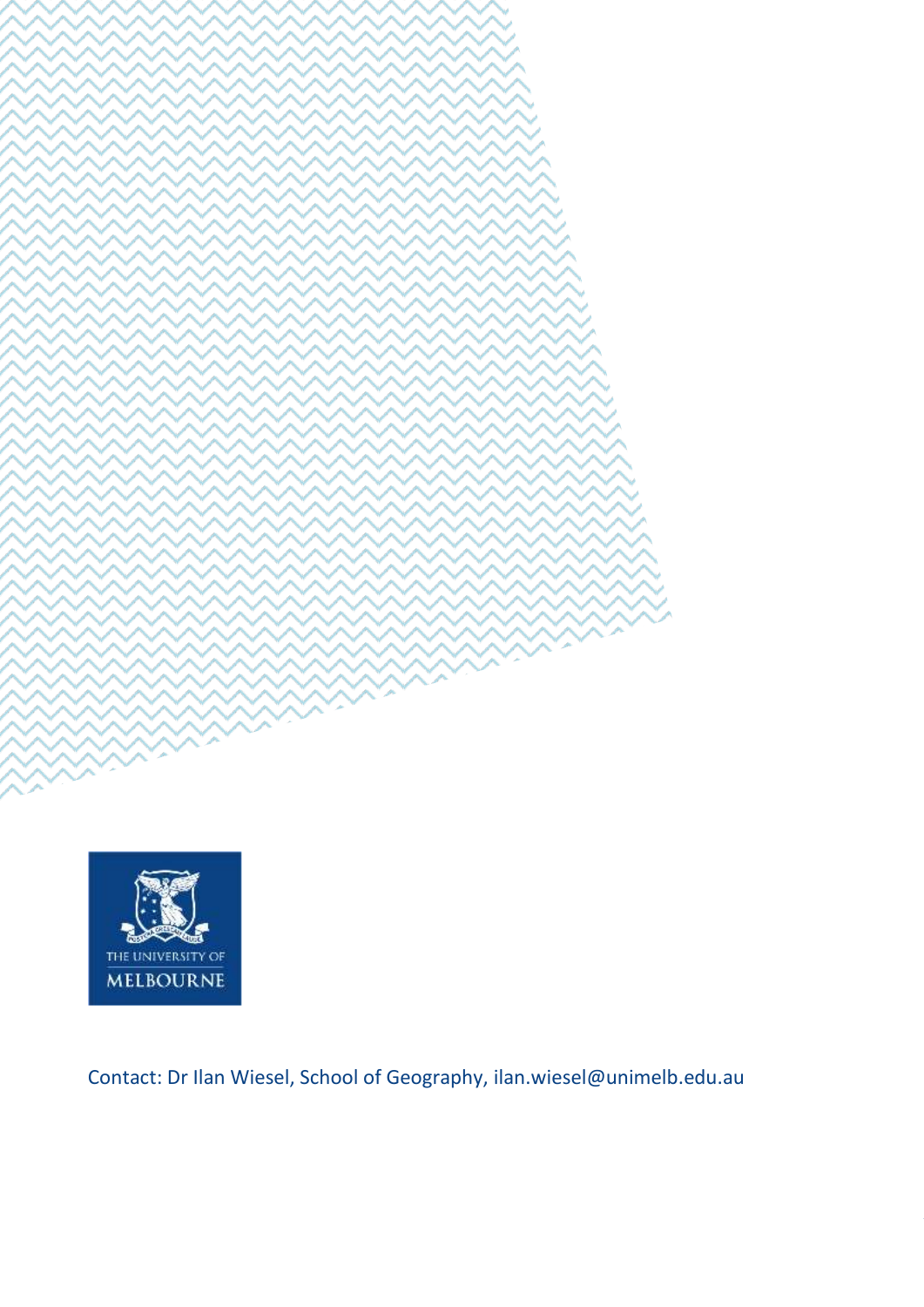Contact: Dr Ilan Wiesel, School of Geography, ilan.wiesel@unimelb.edu.au